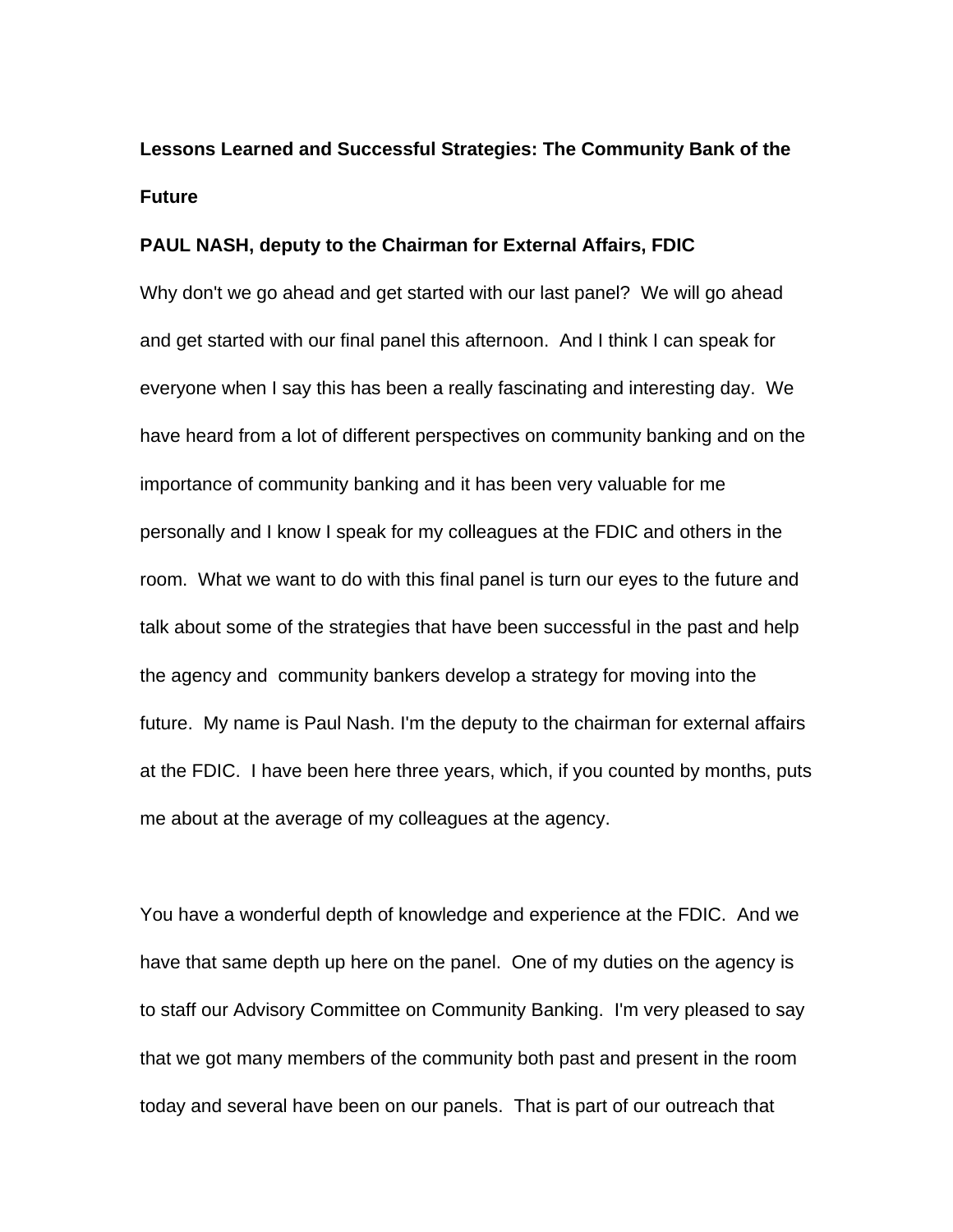# Lessons Learned and Successful Strategies: The Community Bank of the Future

**PAUL NASH, deputy to the Chairman for External Affairs, FDIC**

Why don't we go ahead and get started with our last panel? We will go ahead and get started with our final panel this afternoon. And I think I can speak for everyone when I say this has been a really fascinating and interesting day. We have heard from a lot of different perspectives on community banking and on the importance of community banking and it has been very valuable for me personally and I know I speak for my colleagues at the FDIC and others in the room. What we want to do with this final panel is turn our eyes to the future and talk about some of the strategies that have been successful in the past and help the agency and community bankers develop a strategy for moving into the future. My name is Paul Nash. I'm the deputy to the chairman for external affairs at the FDIC. I have been here three years, which, if you counted by months, puts me about at the average of my colleagues at the agency.

You have a wonderful depth of knowledge and experience at the FDIC. And we have that same depth up here on the panel. One of my duties on the agency is to staff our Advisory Committee on Community Banking. I'm very pleased to say that we got many members of the community both past and present in the room today and several have been on our panels. That is part of our outreach that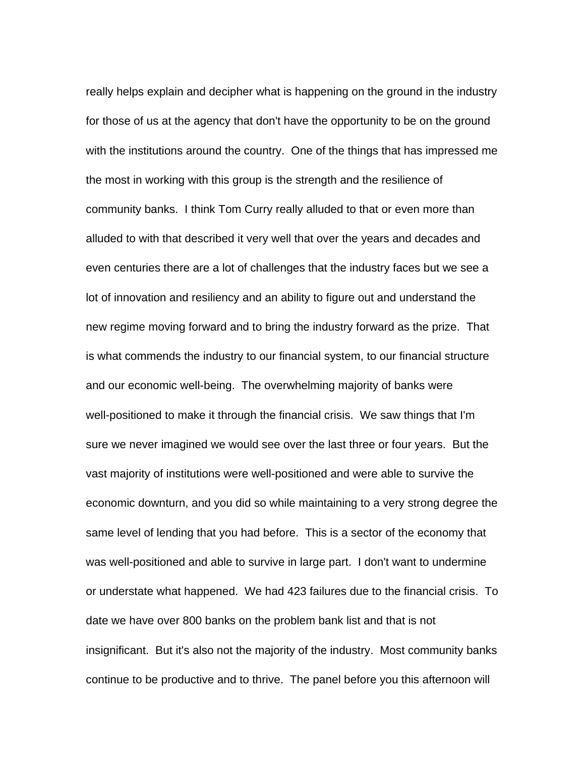really helps explain and decipher what is happening on the ground in the industry for those of us at the agency that don't have the opportunity to be on the ground with the institutions around the country. One of the things that has impressed me the most in working with this group is the strength and the resilience of community banks. I think Tom Curry really alluded to that or even more than alluded to with that described it very well that over the years and decades and even centuries there are a lot of challenges that the industry faces but we see a lot of innovation and resiliency and an ability to figure out and understand the new regime moving forward and to bring the industry forward as the prize. That is what commends the industry to our financial system, to our financial structure and our economic well-being. The overwhelming majority of banks were well-positioned to make it through the financial crisis. We saw things that I'm sure we never imagined we would see over the last three or four years. But the vast majority of institutions were well-positioned and were able to survive the economic downturn, and you did so while maintaining to a very strong degree the same level of lending that you had before. This is a sector of the economy that was well-positioned and able to survive in large part. I don't want to undermine or understate what happened. We had 423 failures due to the financial crisis. To date we have over 800 banks on the problem bank list and that is not insignificant. But it's also not the majority of the industry. Most community banks continue to be productive and to thrive. The panel before you this afternoon will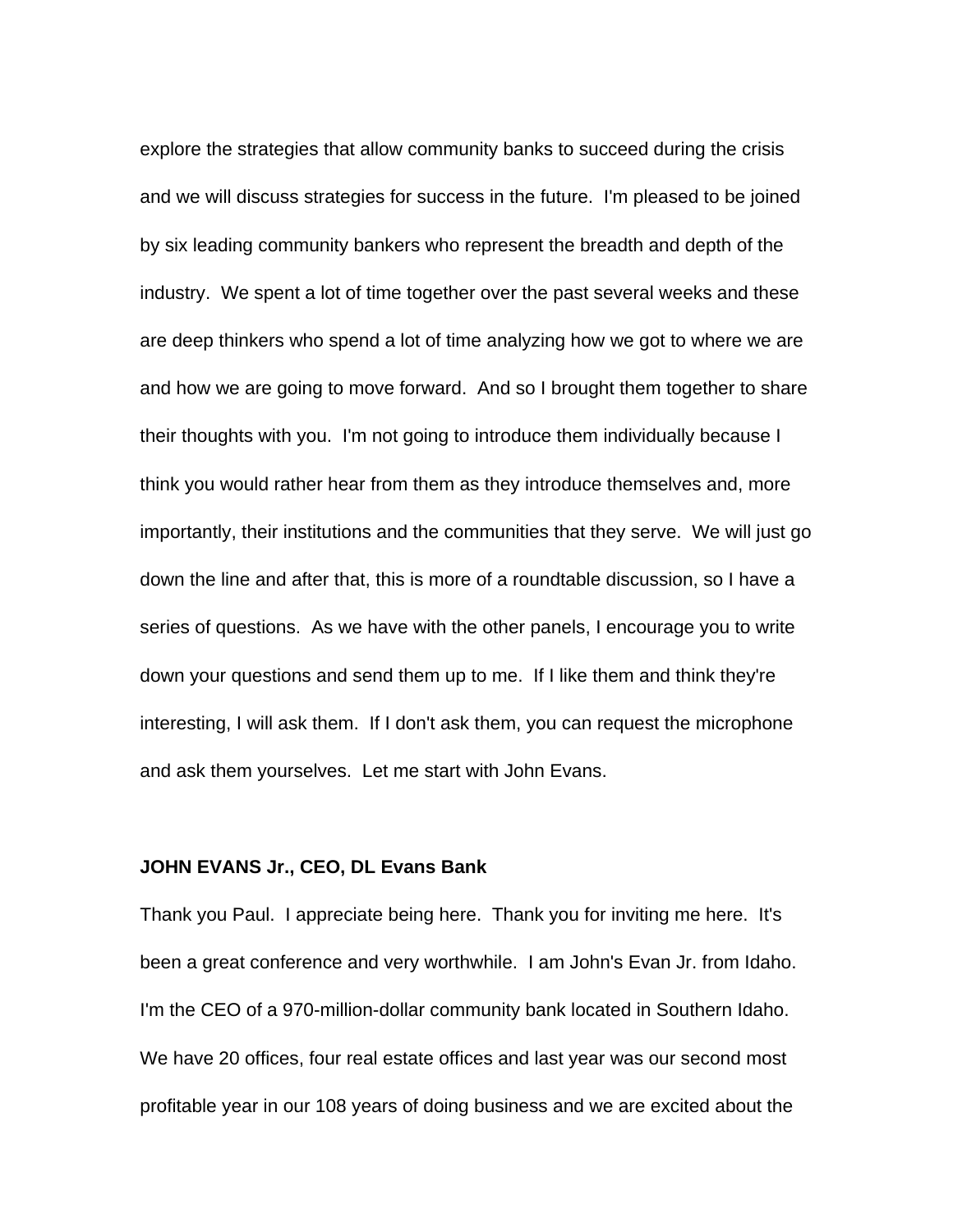explore the strategies that allow community banks to succeed during the crisis and we will discuss strategies for success in the future. I'm pleased to be joined by six leading community bankers who represent the breadth and depth of the industry. We spent a lot of time together over the past several weeks and these are deep thinkers who spend a lot of time analyzing how we got to where we are and how we are going to move forward. And so I brought them together to share their thoughts with you. I'm not going to introduce them individually because I think you would rather hear from them as they introduce themselves and, more importantly, their institutions and the communities that they serve. We will just go down the line and after that, this is more of a roundtable discussion, so I have a series of questions. As we have with the other panels, I encourage you to write down your questions and send them up to me. If I like them and think they're interesting, I will ask them. If I don't ask them, you can request the microphone and ask them yourselves. Let me start with John Evans.

**JOHN EVANS Jr., CEO, DL Evans Bank**

Thank you Paul. I appreciate being here. Thank you for inviting me here. It's been a great conference and very worthwhile. I am John's Evan Jr. from Idaho. I'm the CEO of a 970-million-dollar community bank located in Southern Idaho. We have 20 offices, four real estate offices and last year was our second most profitable year in our 108 years of doing business and we are excited about the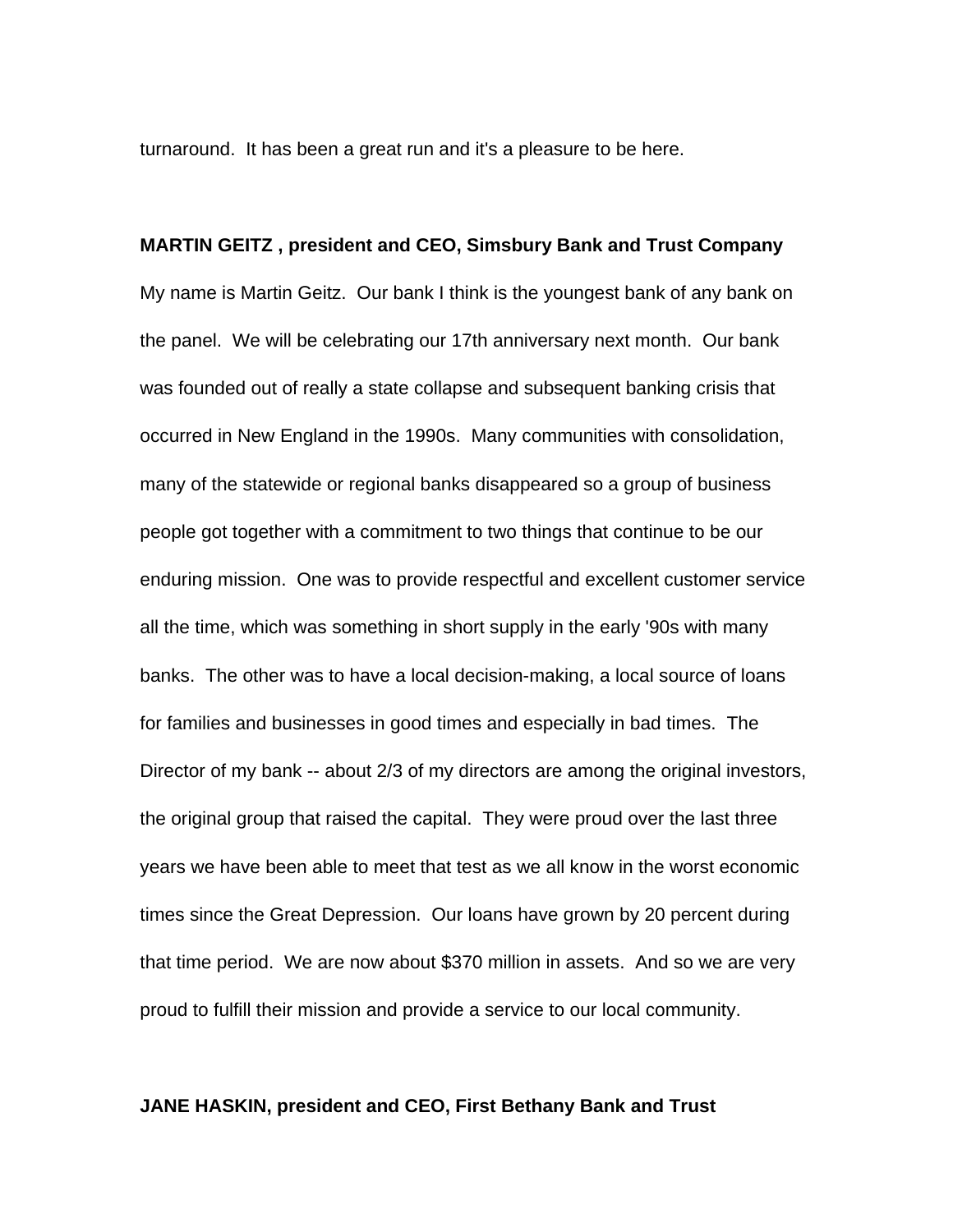turnaround. It has been a great run and it's a pleasure to be here.

**MARTIN GEITZ , president and CEO, Simsbury Bank and Trust Company**

My name is Martin Geitz. Our bank I think is the youngest bank of any bank on the panel. We will be celebrating our 17th anniversary next month. Our bank was founded out of really a state collapse and subsequent banking crisis that occurred in New England in the 1990s. Many communities with consolidation, many of the statewide or regional banks disappeared so a group of business people got together with a commitment to two things that continue to be our enduring mission. One was to provide respectful and excellent customer service all the time, which was something in short supply in the early '90s with many banks. The other was to have a local decision-making, a local source of loans for families and businesses in good times and especially in bad times. The Director of my bank -- about 2/3 of my directors are among the original investors, the original group that raised the capital. They were proud over the last three years we have been able to meet that test as we all know in the worst economic times since the Great Depression. Our loans have grown by 20 percent during that time period. We are now about $370 million in assets. And so we are very proud to fulfill their mission and provide a service to our local community.

**JANE HASKIN, president and CEO, First Bethany Bank and Trust**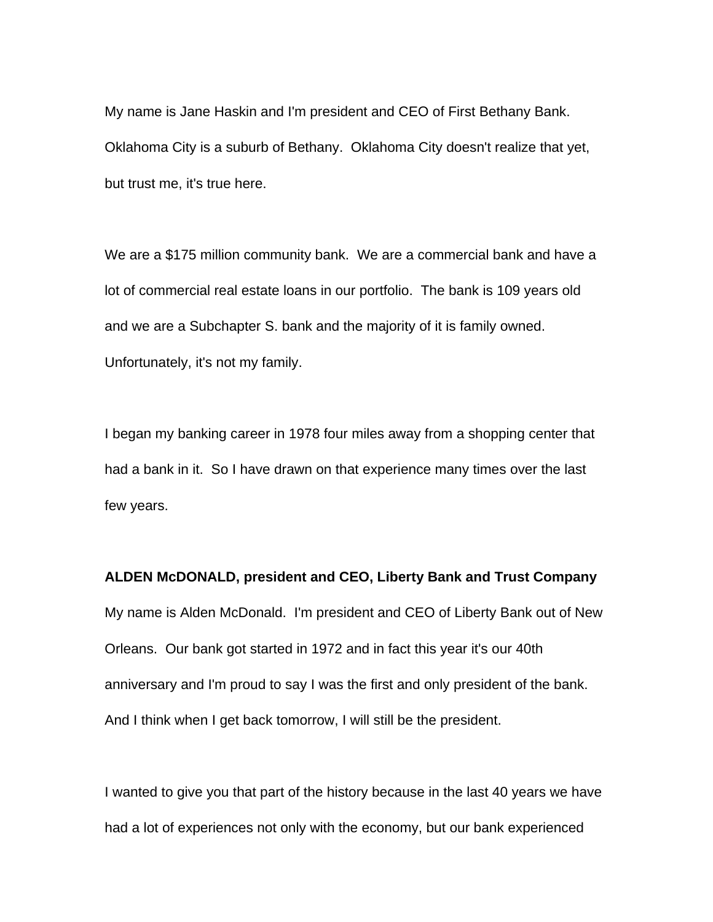My name is Jane Haskin and I'm president and CEO of First Bethany Bank. Oklahoma City is a suburb of Bethany. Oklahoma City doesn't realize that yet, but trust me, it's true here.

We are a $175 million community bank. We are a commercial bank and have a lot of commercial real estate loans in our portfolio. The bank is 109 years old and we are a Subchapter S. bank and the majority of it is family owned. Unfortunately, it's not my family.

I began my banking career in 1978 four miles away from a shopping center that had a bank in it. So I have drawn on that experience many times over the last few years.

**ALDEN McDONALD, president and CEO, Liberty Bank and Trust Company**

My name is Alden McDonald. I'm president and CEO of Liberty Bank out of New Orleans. Our bank got started in 1972 and in fact this year it's our 40th anniversary and I'm proud to say I was the first and only president of the bank. And I think when I get back tomorrow, I will still be the president.

I wanted to give you that part of the history because in the last 40 years we have had a lot of experiences not only with the economy, but our bank experienced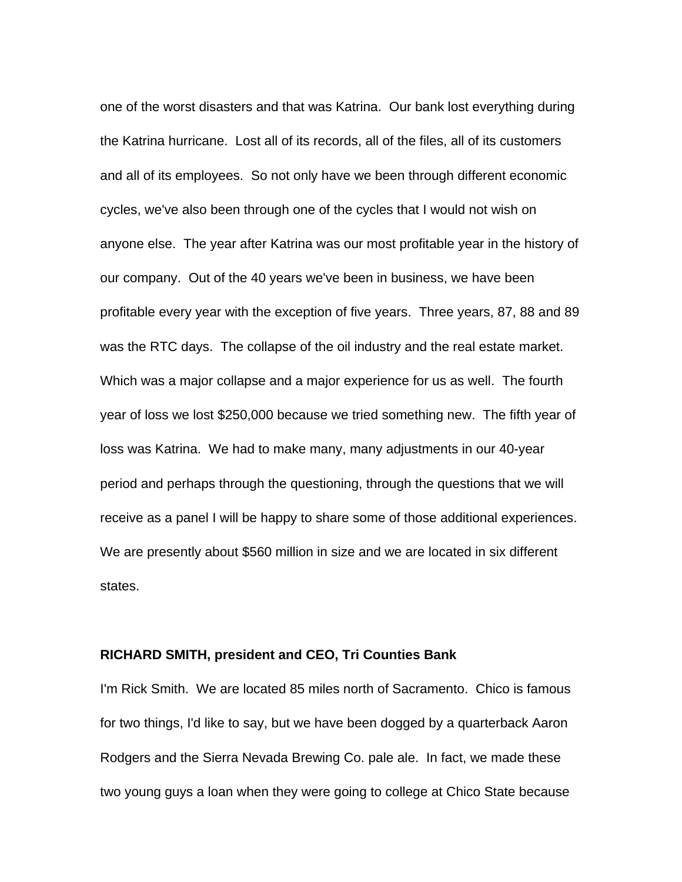one of the worst disasters and that was Katrina. Our bank lost everything during the Katrina hurricane. Lost all of its records, all of the files, all of its customers and all of its employees. So not only have we been through different economic cycles, we've also been through one of the cycles that I would not wish on anyone else. The year after Katrina was our most profitable year in the history of our company. Out of the 40 years we've been in business, we have been profitable every year with the exception of five years. Three years, 87, 88 and 89 was the RTC days. The collapse of the oil industry and the real estate market. Which was a major collapse and a major experience for us as well. The fourth year of loss we lost $250,000 because we tried something new. The fifth year of loss was Katrina. We had to make many, many adjustments in our 40-year period and perhaps through the questioning, through the questions that we will receive as a panel I will be happy to share some of those additional experiences. We are presently about $560 million in size and we are located in six different states.

**RICHARD SMITH, president and CEO, Tri Counties Bank**

I'm Rick Smith. We are located 85 miles north of Sacramento. Chico is famous for two things, I'd like to say, but we have been dogged by a quarterback Aaron Rodgers and the Sierra Nevada Brewing Co. pale ale. In fact, we made these two young guys a loan when they were going to college at Chico State because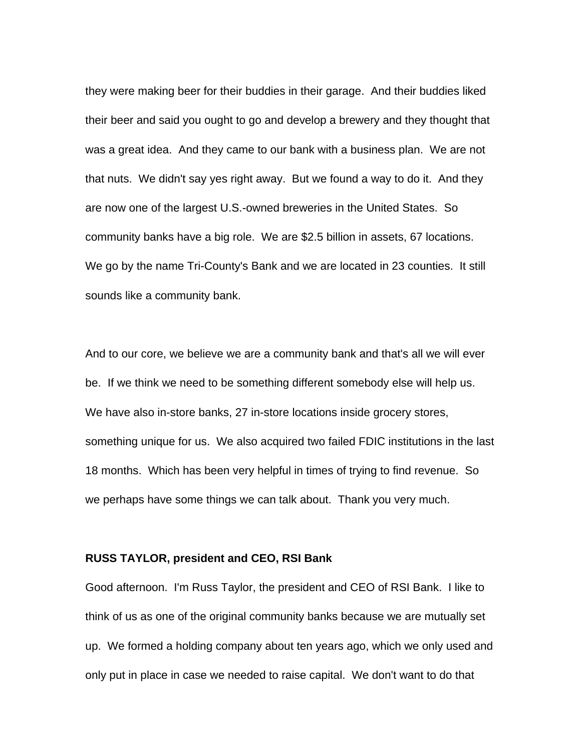they were making beer for their buddies in their garage. And their buddies liked their beer and said you ought to go and develop a brewery and they thought that was a great idea. And they came to our bank with a business plan. We are not that nuts. We didn't say yes right away. But we found a way to do it. And they are now one of the largest U.S.-owned breweries in the United States. So community banks have a big role. We are $2.5 billion in assets, 67 locations. We go by the name Tri-County's Bank and we are located in 23 counties. It still sounds like a community bank.

And to our core, we believe we are a community bank and that's all we will ever be. If we think we need to be something different somebody else will help us. We have also in-store banks, 27 in-store locations inside grocery stores, something unique for us. We also acquired two failed FDIC institutions in the last 18 months. Which has been very helpful in times of trying to find revenue. So we perhaps have some things we can talk about. Thank you very much.

**RUSS TAYLOR, president and CEO, RSI Bank**

Good afternoon. I'm Russ Taylor, the president and CEO of RSI Bank. I like to think of us as one of the original community banks because we are mutually set up. We formed a holding company about ten years ago, which we only used and only put in place in case we needed to raise capital. We don't want to do that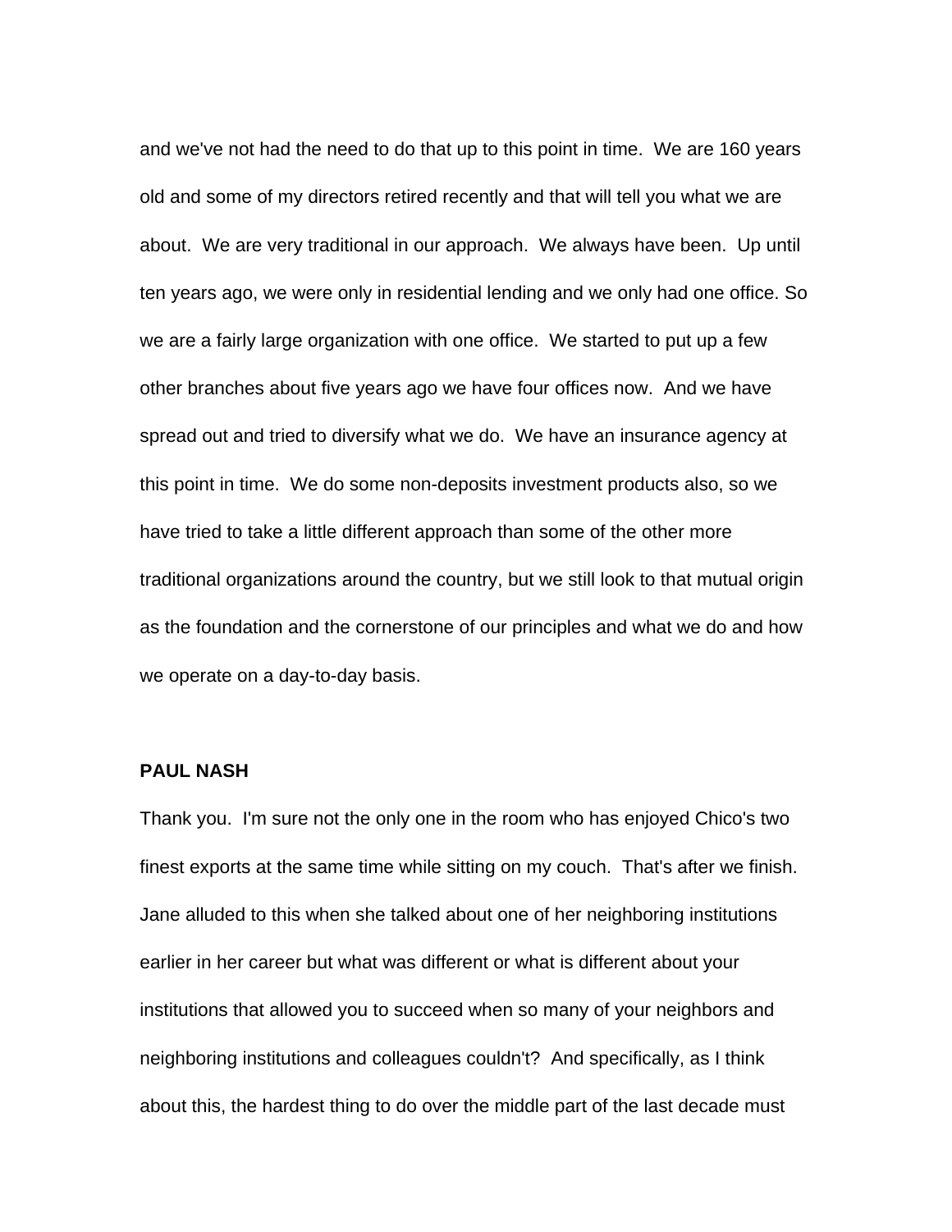and we've not had the need to do that up to this point in time. We are 160 years old and some of my directors retired recently and that will tell you what we are about. We are very traditional in our approach. We always have been. Up until ten years ago, we were only in residential lending and we only had one office. So we are a fairly large organization with one office. We started to put up a few other branches about five years ago we have four offices now. And we have spread out and tried to diversify what we do. We have an insurance agency at this point in time. We do some non-deposits investment products also, so we have tried to take a little different approach than some of the other more traditional organizations around the country, but we still look to that mutual origin as the foundation and the cornerstone of our principles and what we do and how we operate on a day-to-day basis.

**PAUL NASH**

Thank you. I'm sure not the only one in the room who has enjoyed Chico's two finest exports at the same time while sitting on my couch. That's after we finish. Jane alluded to this when she talked about one of her neighboring institutions earlier in her career but what was different or what is different about your institutions that allowed you to succeed when so many of your neighbors and neighboring institutions and colleagues couldn't? And specifically, as I think about this, the hardest thing to do over the middle part of the last decade must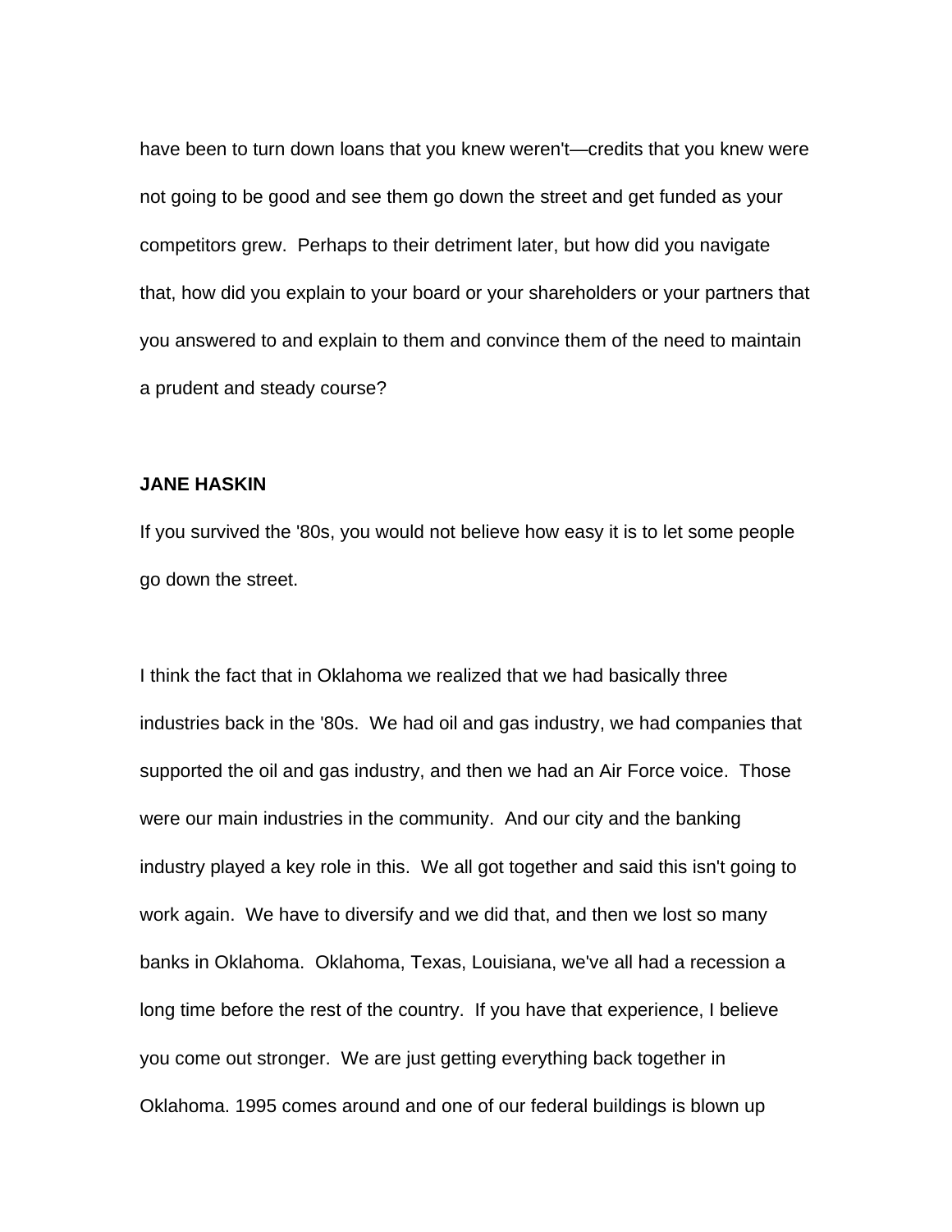have been to turn down loans that you knew weren't—credits that you knew were not going to be good and see them go down the street and get funded as your competitors grew. Perhaps to their detriment later, but how did you navigate that, how did you explain to your board or your shareholders or your partners that you answered to and explain to them and convince them of the need to maintain a prudent and steady course?

**JANE HASKIN**

If you survived the '80s, you would not believe how easy it is to let some people go down the street.

I think the fact that in Oklahoma we realized that we had basically three industries back in the '80s. We had oil and gas industry, we had companies that supported the oil and gas industry, and then we had an Air Force voice. Those were our main industries in the community. And our city and the banking industry played a key role in this. We all got together and said this isn't going to work again. We have to diversify and we did that, and then we lost so many banks in Oklahoma. Oklahoma, Texas, Louisiana, we've all had a recession a long time before the rest of the country. If you have that experience, I believe you come out stronger. We are just getting everything back together in Oklahoma. 1995 comes around and one of our federal buildings is blown up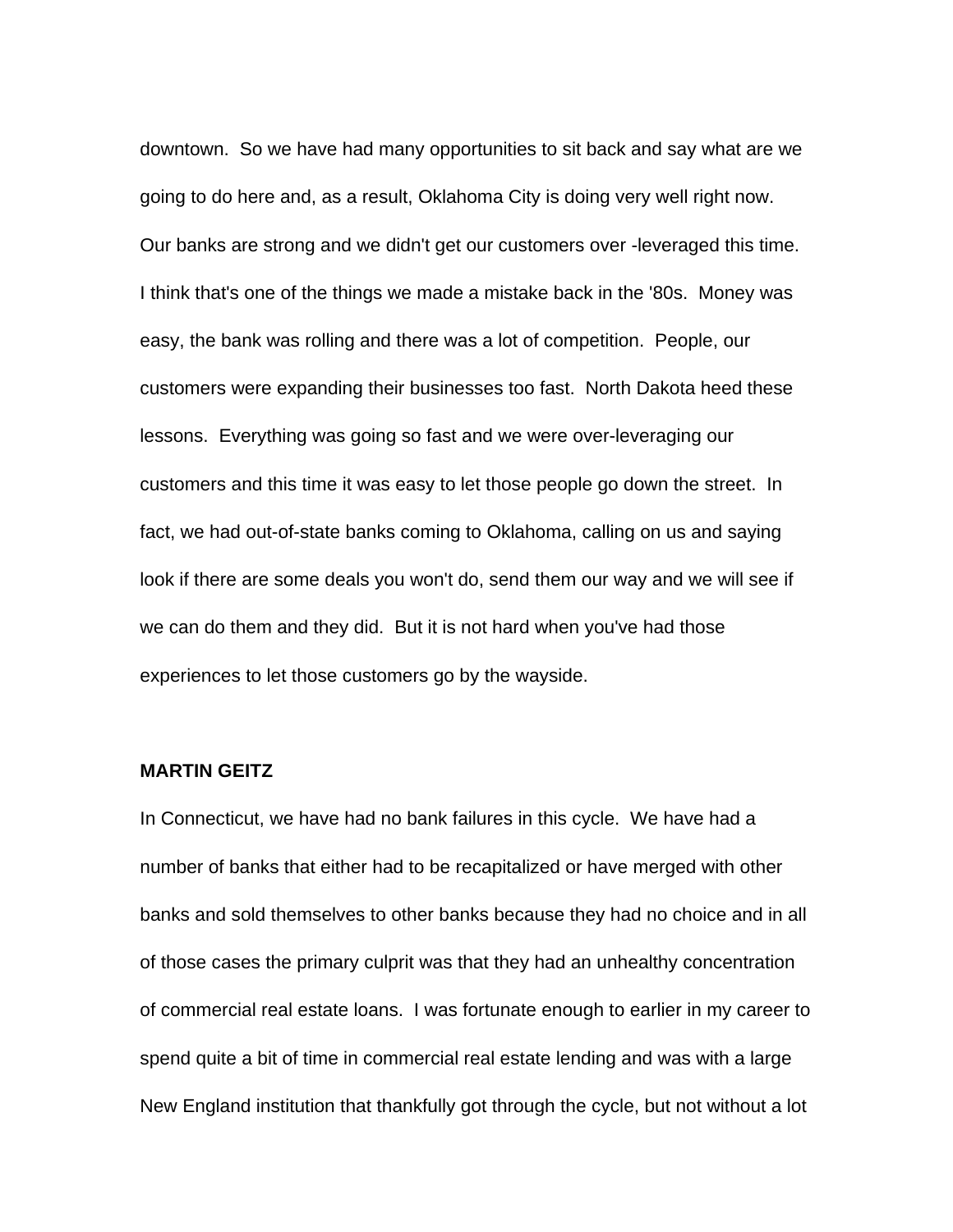downtown.  So we have had many opportunities to sit back and say what are we going to do here and, as a result, Oklahoma City is doing very well right now. Our banks are strong and we didn't get our customers over -leveraged this time. I think that's one of the things we made a mistake back in the '80s.  Money was easy, the bank was rolling and there was a lot of competition.  People, our customers were expanding their businesses too fast.  North Dakota heed these lessons.  Everything was going so fast and we were over-leveraging our customers and this time it was easy to let those people go down the street.  In fact, we had out-of-state banks coming to Oklahoma, calling on us and saying look if there are some deals you won't do, send them our way and we will see if we can do them and they did.  But it is not hard when you've had those experiences to let those customers go by the wayside.

**MARTIN GEITZ**

In Connecticut, we have had no bank failures in this cycle.  We have had a number of banks that either had to be recapitalized or have merged with other banks and sold themselves to other banks because they had no choice and in all of those cases the primary culprit was that they had an unhealthy concentration of commercial real estate loans.  I was fortunate enough to earlier in my career to spend quite a bit of time in commercial real estate lending and was with a large New England institution that thankfully got through the cycle, but not without a lot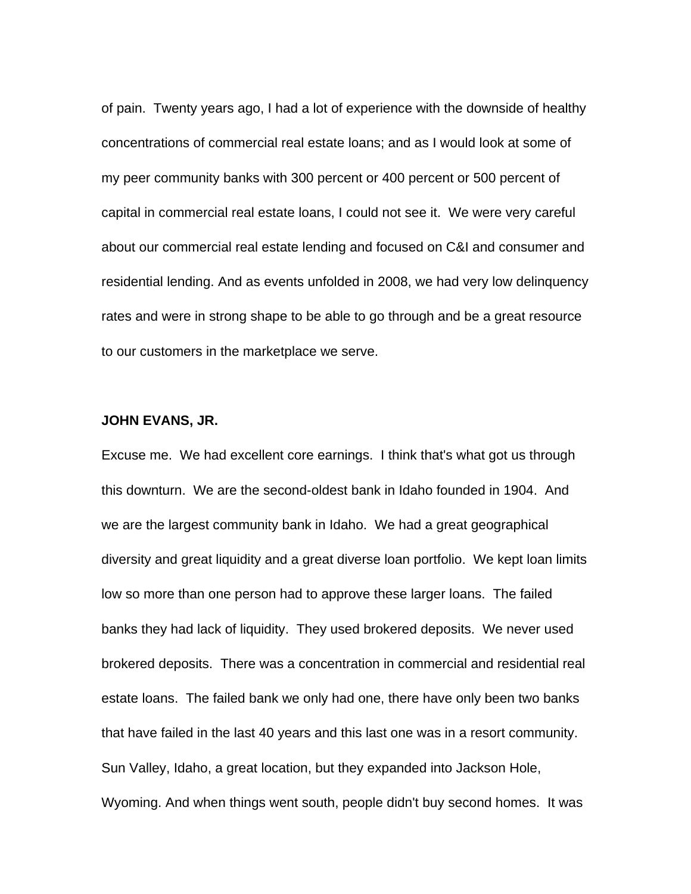of pain.  Twenty years ago, I had a lot of experience with the downside of healthy concentrations of commercial real estate loans; and as I would look at some of my peer community banks with 300 percent or 400 percent or 500 percent of capital in commercial real estate loans, I could not see it.  We were very careful about our commercial real estate lending and focused on C&I and consumer and residential lending. And as events unfolded in 2008, we had very low delinquency rates and were in strong shape to be able to go through and be a great resource to our customers in the marketplace we serve.

**JOHN EVANS, JR.**

Excuse me.  We had excellent core earnings.  I think that's what got us through this downturn.  We are the second-oldest bank in Idaho founded in 1904.  And we are the largest community bank in Idaho.  We had a great geographical diversity and great liquidity and a great diverse loan portfolio.  We kept loan limits low so more than one person had to approve these larger loans.  The failed banks they had lack of liquidity.  They used brokered deposits.  We never used brokered deposits.  There was a concentration in commercial and residential real estate loans.  The failed bank we only had one, there have only been two banks that have failed in the last 40 years and this last one was in a resort community.  Sun Valley, Idaho, a great location, but they expanded into Jackson Hole, Wyoming. And when things went south, people didn't buy second homes.  It was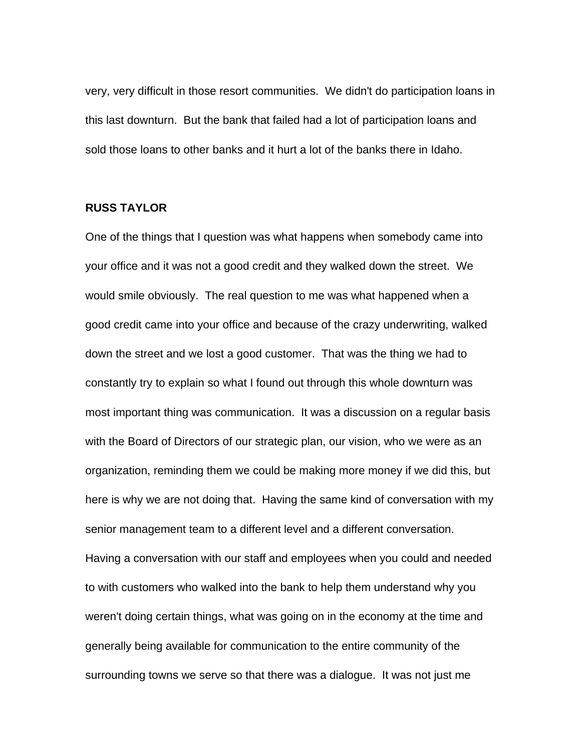very, very difficult in those resort communities. We didn't do participation loans in this last downturn. But the bank that failed had a lot of participation loans and sold those loans to other banks and it hurt a lot of the banks there in Idaho.

**RUSS TAYLOR**

One of the things that I question was what happens when somebody came into your office and it was not a good credit and they walked down the street. We would smile obviously. The real question to me was what happened when a good credit came into your office and because of the crazy underwriting, walked down the street and we lost a good customer. That was the thing we had to constantly try to explain so what I found out through this whole downturn was most important thing was communication. It was a discussion on a regular basis with the Board of Directors of our strategic plan, our vision, who we were as an organization, reminding them we could be making more money if we did this, but here is why we are not doing that. Having the same kind of conversation with my senior management team to a different level and a different conversation. Having a conversation with our staff and employees when you could and needed to with customers who walked into the bank to help them understand why you weren't doing certain things, what was going on in the economy at the time and generally being available for communication to the entire community of the surrounding towns we serve so that there was a dialogue. It was not just me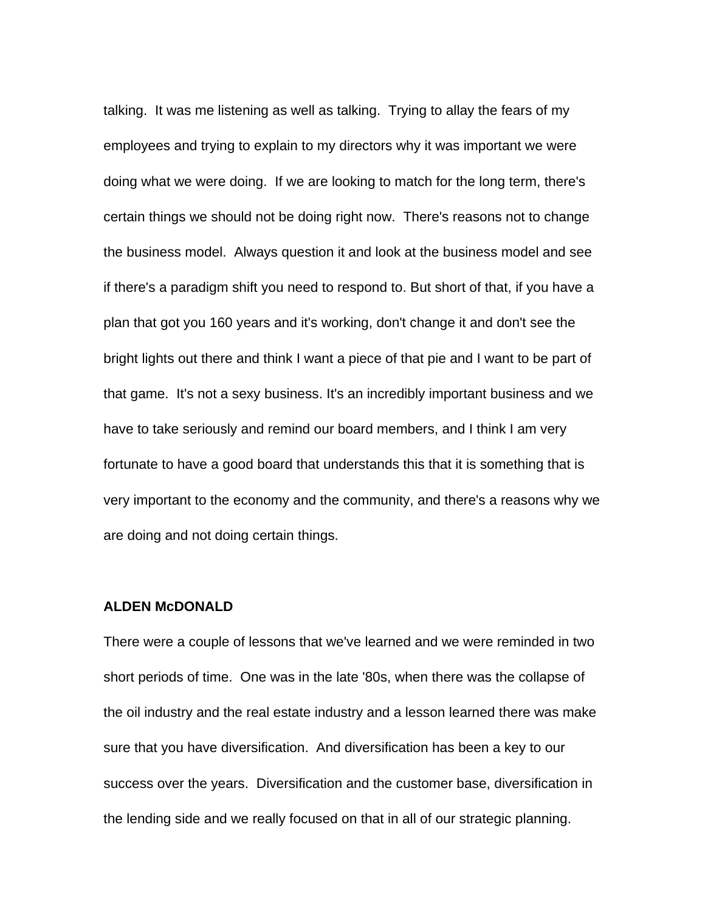talking.  It was me listening as well as talking.  Trying to allay the fears of my employees and trying to explain to my directors why it was important we were doing what we were doing.  If we are looking to match for the long term, there's certain things we should not be doing right now.  There's reasons not to change the business model.  Always question it and look at the business model and see if there's a paradigm shift you need to respond to. But short of that, if you have a plan that got you 160 years and it's working, don't change it and don't see the bright lights out there and think I want a piece of that pie and I want to be part of that game.  It's not a sexy business. It's an incredibly important business and we have to take seriously and remind our board members, and I think I am very fortunate to have a good board that understands this that it is something that is very important to the economy and the community, and there's a reasons why we are doing and not doing certain things.

**ALDEN McDONALD**

There were a couple of lessons that we've learned and we were reminded in two short periods of time.  One was in the late '80s, when there was the collapse of the oil industry and the real estate industry and a lesson learned there was make sure that you have diversification.  And diversification has been a key to our success over the years.  Diversification and the customer base, diversification in the lending side and we really focused on that in all of our strategic planning.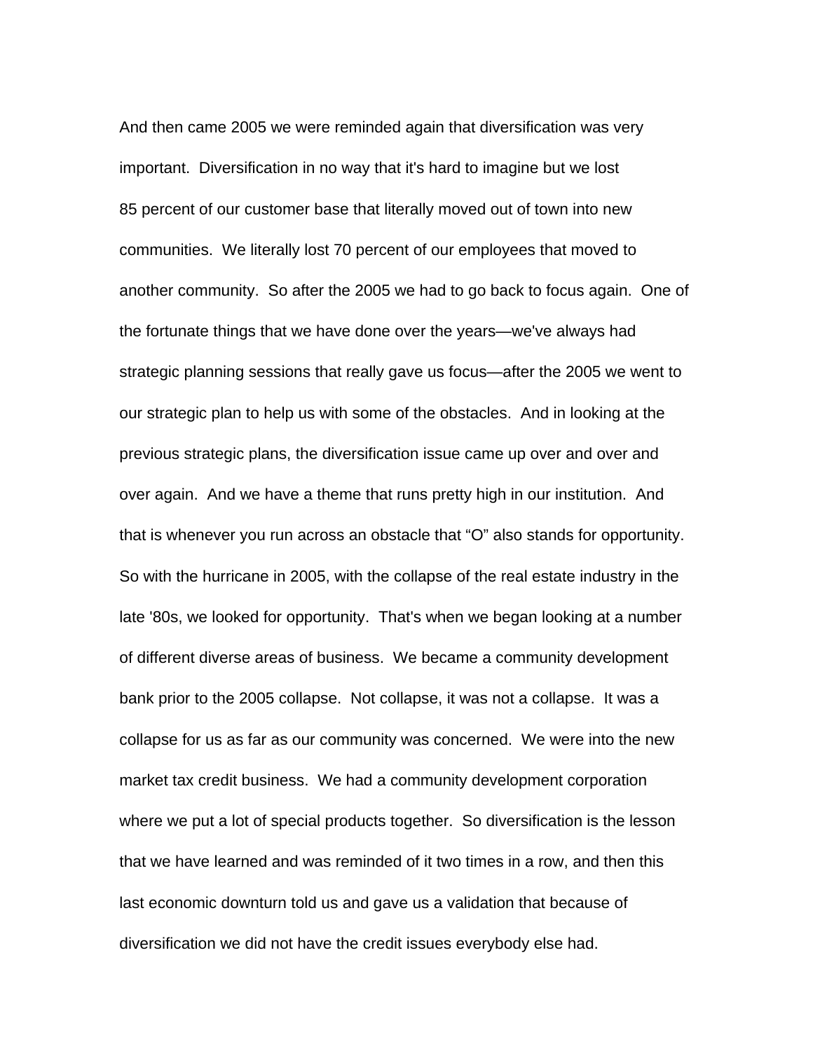And then came 2005 we were reminded again that diversification was very important. Diversification in no way that it's hard to imagine but we lost 85 percent of our customer base that literally moved out of town into new communities. We literally lost 70 percent of our employees that moved to another community. So after the 2005 we had to go back to focus again. One of the fortunate things that we have done over the years—we've always had strategic planning sessions that really gave us focus—after the 2005 we went to our strategic plan to help us with some of the obstacles. And in looking at the previous strategic plans, the diversification issue came up over and over and over again. And we have a theme that runs pretty high in our institution. And that is whenever you run across an obstacle that "O" also stands for opportunity. So with the hurricane in 2005, with the collapse of the real estate industry in the late '80s, we looked for opportunity. That's when we began looking at a number of different diverse areas of business. We became a community development bank prior to the 2005 collapse. Not collapse, it was not a collapse. It was a collapse for us as far as our community was concerned. We were into the new market tax credit business. We had a community development corporation where we put a lot of special products together. So diversification is the lesson that we have learned and was reminded of it two times in a row, and then this last economic downturn told us and gave us a validation that because of diversification we did not have the credit issues everybody else had.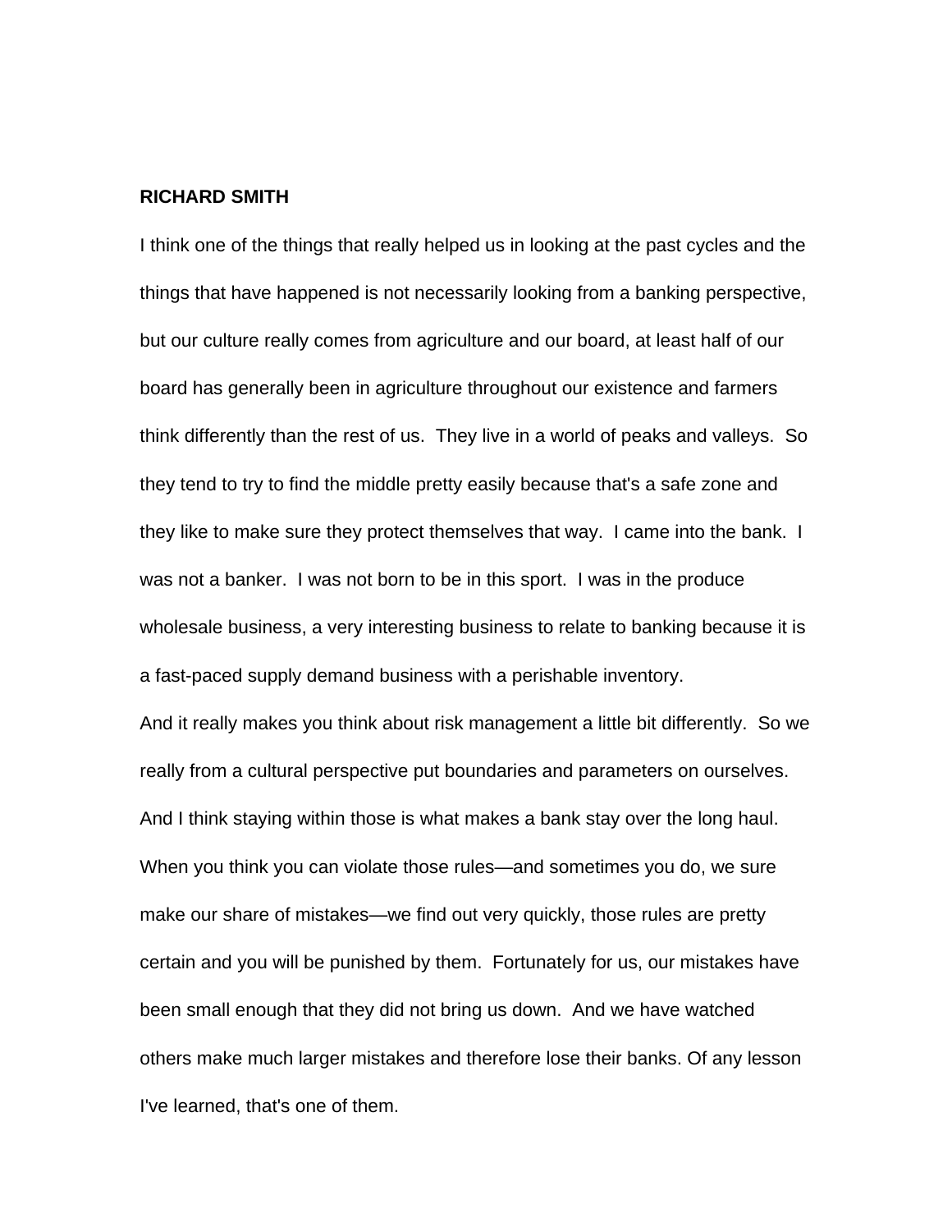**RICHARD SMITH**

I think one of the things that really helped us in looking at the past cycles and the things that have happened is not necessarily looking from a banking perspective, but our culture really comes from agriculture and our board, at least half of our board has generally been in agriculture throughout our existence and farmers think differently than the rest of us. They live in a world of peaks and valleys. So they tend to try to find the middle pretty easily because that's a safe zone and they like to make sure they protect themselves that way. I came into the bank. I was not a banker. I was not born to be in this sport. I was in the produce wholesale business, a very interesting business to relate to banking because it is a fast-paced supply demand business with a perishable inventory.

And it really makes you think about risk management a little bit differently. So we really from a cultural perspective put boundaries and parameters on ourselves. And I think staying within those is what makes a bank stay over the long haul. When you think you can violate those rules—and sometimes you do, we sure make our share of mistakes—we find out very quickly, those rules are pretty certain and you will be punished by them. Fortunately for us, our mistakes have been small enough that they did not bring us down. And we have watched others make much larger mistakes and therefore lose their banks. Of any lesson I've learned, that's one of them.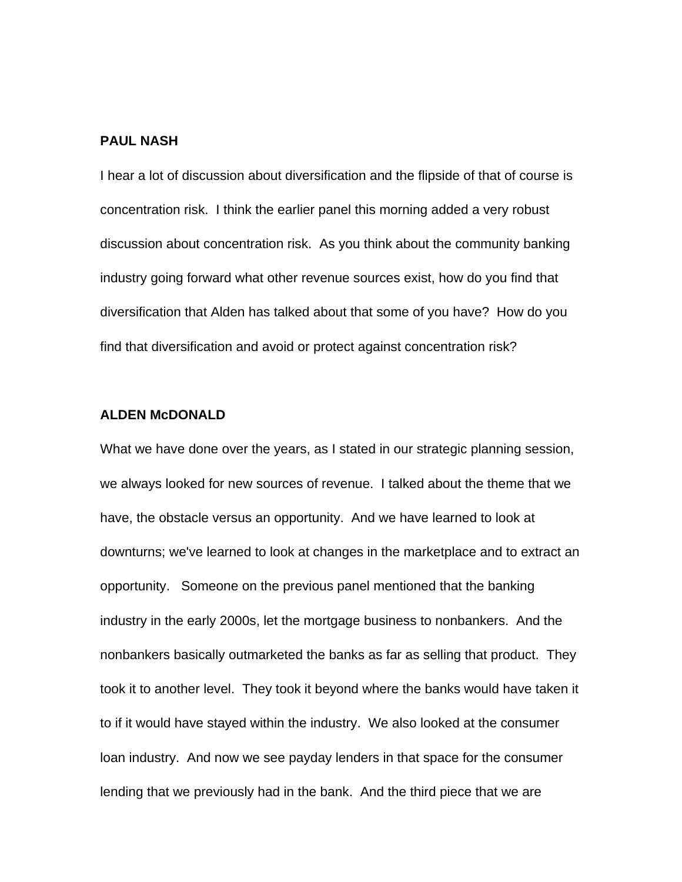**PAUL NASH**

I hear a lot of discussion about diversification and the flipside of that of course is concentration risk. I think the earlier panel this morning added a very robust discussion about concentration risk. As you think about the community banking industry going forward what other revenue sources exist, how do you find that diversification that Alden has talked about that some of you have? How do you find that diversification and avoid or protect against concentration risk?

**ALDEN McDONALD**

What we have done over the years, as I stated in our strategic planning session, we always looked for new sources of revenue. I talked about the theme that we have, the obstacle versus an opportunity. And we have learned to look at downturns; we've learned to look at changes in the marketplace and to extract an opportunity. Someone on the previous panel mentioned that the banking industry in the early 2000s, let the mortgage business to nonbankers. And the nonbankers basically outmarketed the banks as far as selling that product. They took it to another level. They took it beyond where the banks would have taken it to if it would have stayed within the industry. We also looked at the consumer loan industry. And now we see payday lenders in that space for the consumer lending that we previously had in the bank. And the third piece that we are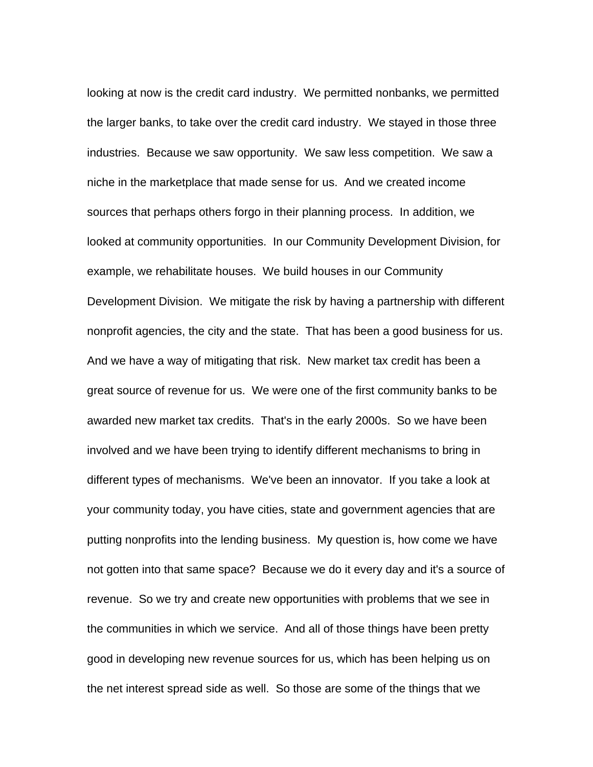looking at now is the credit card industry. We permitted nonbanks, we permitted the larger banks, to take over the credit card industry. We stayed in those three industries. Because we saw opportunity. We saw less competition. We saw a niche in the marketplace that made sense for us. And we created income sources that perhaps others forgo in their planning process. In addition, we looked at community opportunities. In our Community Development Division, for example, we rehabilitate houses. We build houses in our Community Development Division. We mitigate the risk by having a partnership with different nonprofit agencies, the city and the state. That has been a good business for us. And we have a way of mitigating that risk. New market tax credit has been a great source of revenue for us. We were one of the first community banks to be awarded new market tax credits. That's in the early 2000s. So we have been involved and we have been trying to identify different mechanisms to bring in different types of mechanisms. We've been an innovator. If you take a look at your community today, you have cities, state and government agencies that are putting nonprofits into the lending business. My question is, how come we have not gotten into that same space? Because we do it every day and it's a source of revenue. So we try and create new opportunities with problems that we see in the communities in which we service. And all of those things have been pretty good in developing new revenue sources for us, which has been helping us on the net interest spread side as well. So those are some of the things that we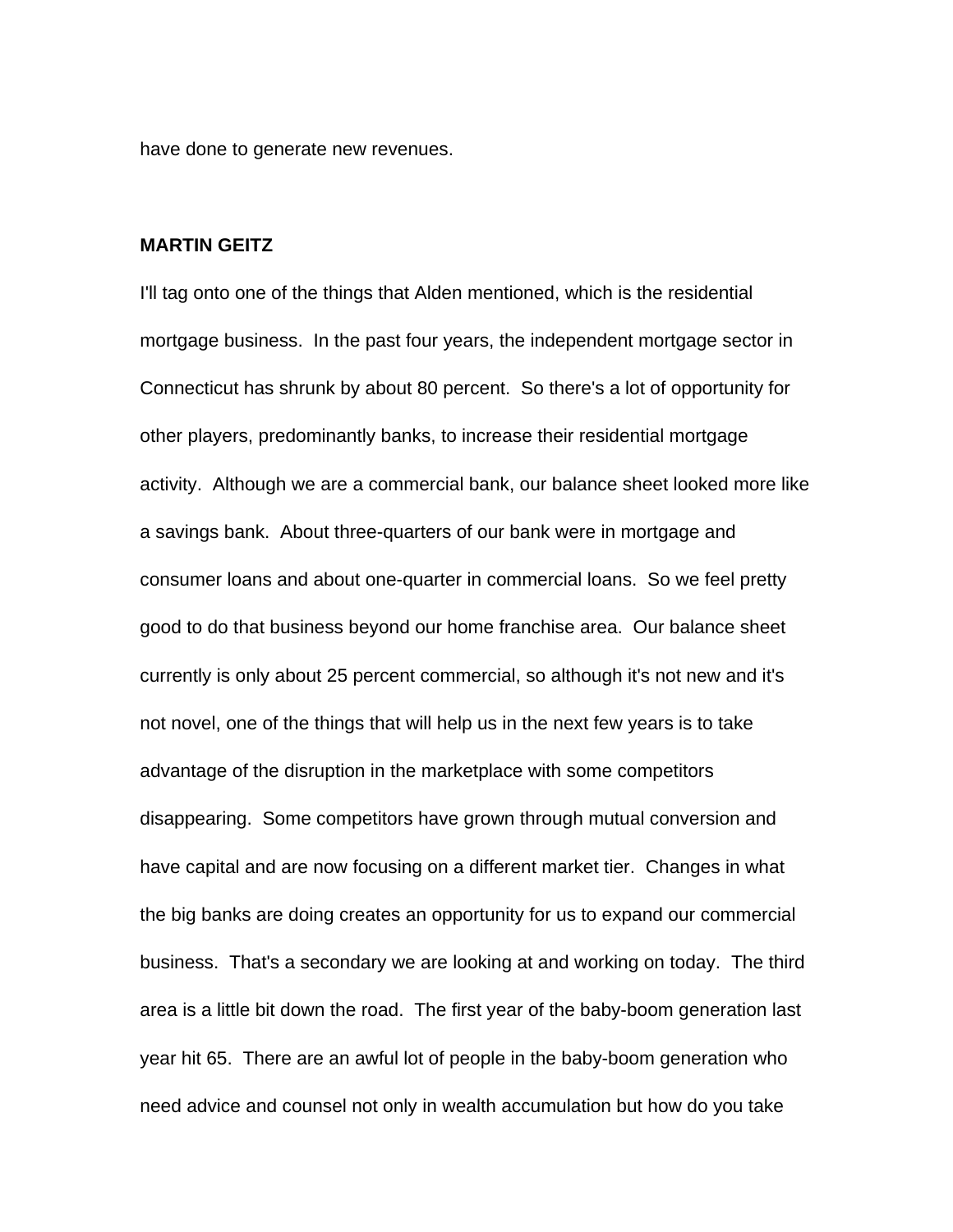have done to generate new revenues.

**MARTIN GEITZ**

I'll tag onto one of the things that Alden mentioned, which is the residential mortgage business. In the past four years, the independent mortgage sector in Connecticut has shrunk by about 80 percent. So there's a lot of opportunity for other players, predominantly banks, to increase their residential mortgage activity. Although we are a commercial bank, our balance sheet looked more like a savings bank. About three-quarters of our bank were in mortgage and consumer loans and about one-quarter in commercial loans. So we feel pretty good to do that business beyond our home franchise area. Our balance sheet currently is only about 25 percent commercial, so although it's not new and it's not novel, one of the things that will help us in the next few years is to take advantage of the disruption in the marketplace with some competitors disappearing. Some competitors have grown through mutual conversion and have capital and are now focusing on a different market tier. Changes in what the big banks are doing creates an opportunity for us to expand our commercial business. That's a secondary we are looking at and working on today. The third area is a little bit down the road. The first year of the baby-boom generation last year hit 65. There are an awful lot of people in the baby-boom generation who need advice and counsel not only in wealth accumulation but how do you take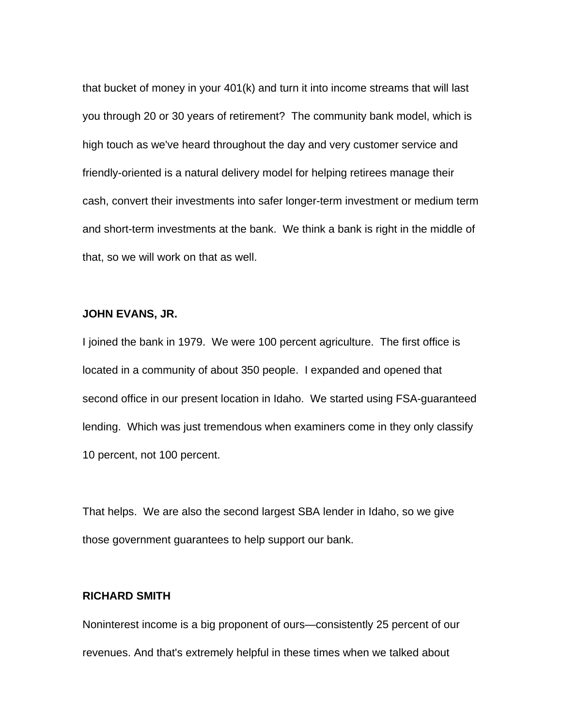that bucket of money in your 401(k) and turn it into income streams that will last you through 20 or 30 years of retirement? The community bank model, which is high touch as we've heard throughout the day and very customer service and friendly-oriented is a natural delivery model for helping retirees manage their cash, convert their investments into safer longer-term investment or medium term and short-term investments at the bank. We think a bank is right in the middle of that, so we will work on that as well.

**JOHN EVANS, JR.**

I joined the bank in 1979. We were 100 percent agriculture. The first office is located in a community of about 350 people. I expanded and opened that second office in our present location in Idaho. We started using FSA-guaranteed lending. Which was just tremendous when examiners come in they only classify 10 percent, not 100 percent.

That helps. We are also the second largest SBA lender in Idaho, so we give those government guarantees to help support our bank.

**RICHARD SMITH**

Noninterest income is a big proponent of ours—consistently 25 percent of our revenues. And that's extremely helpful in these times when we talked about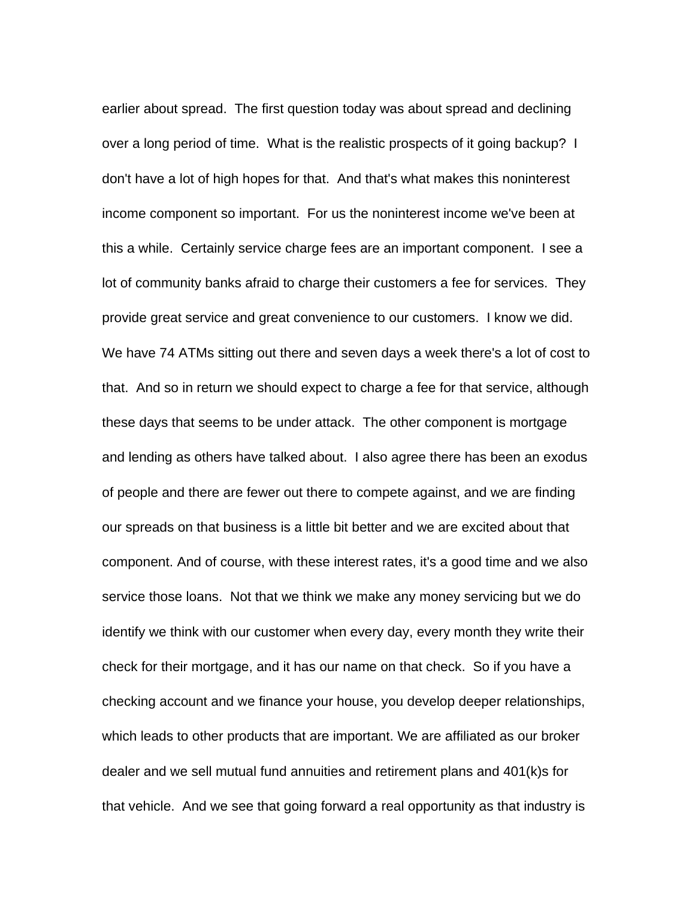earlier about spread. The first question today was about spread and declining over a long period of time. What is the realistic prospects of it going backup? I don't have a lot of high hopes for that. And that's what makes this noninterest income component so important. For us the noninterest income we've been at this a while. Certainly service charge fees are an important component. I see a lot of community banks afraid to charge their customers a fee for services. They provide great service and great convenience to our customers. I know we did. We have 74 ATMs sitting out there and seven days a week there's a lot of cost to that. And so in return we should expect to charge a fee for that service, although these days that seems to be under attack. The other component is mortgage and lending as others have talked about. I also agree there has been an exodus of people and there are fewer out there to compete against, and we are finding our spreads on that business is a little bit better and we are excited about that component. And of course, with these interest rates, it's a good time and we also service those loans. Not that we think we make any money servicing but we do identify we think with our customer when every day, every month they write their check for their mortgage, and it has our name on that check. So if you have a checking account and we finance your house, you develop deeper relationships, which leads to other products that are important. We are affiliated as our broker dealer and we sell mutual fund annuities and retirement plans and 401(k)s for that vehicle. And we see that going forward a real opportunity as that industry is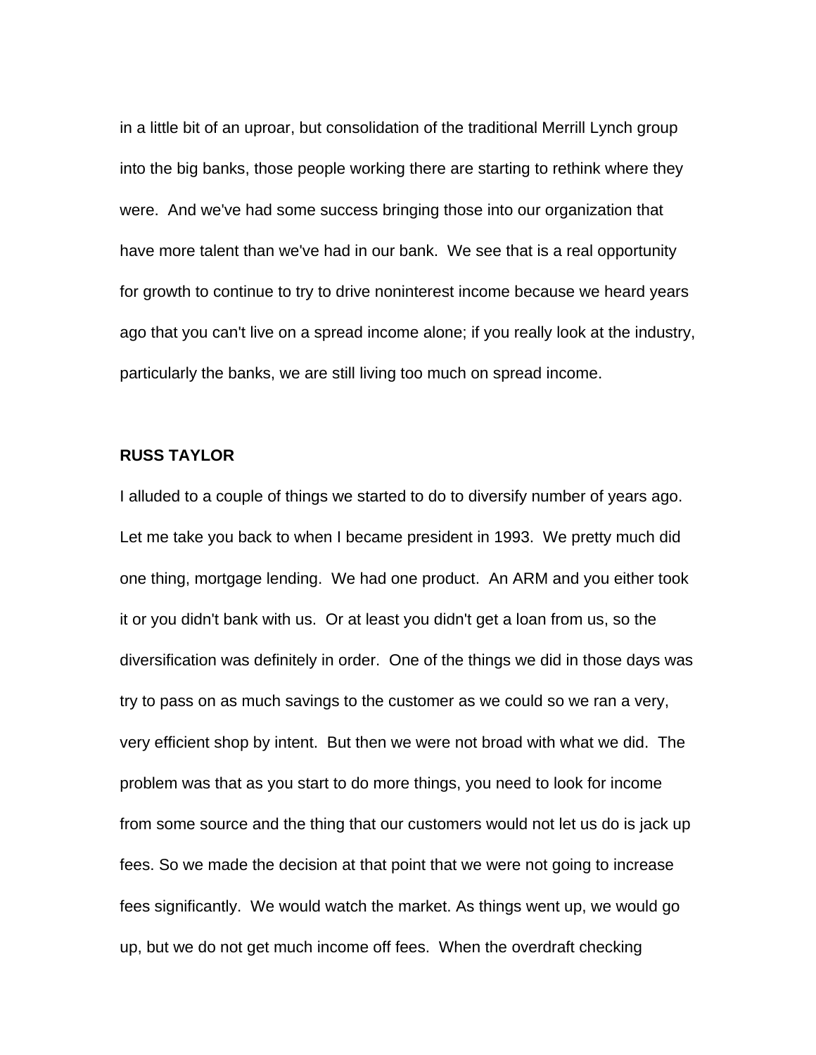in a little bit of an uproar, but consolidation of the traditional Merrill Lynch group into the big banks, those people working there are starting to rethink where they were. And we've had some success bringing those into our organization that have more talent than we've had in our bank. We see that is a real opportunity for growth to continue to try to drive noninterest income because we heard years ago that you can't live on a spread income alone; if you really look at the industry, particularly the banks, we are still living too much on spread income.

**RUSS TAYLOR**

I alluded to a couple of things we started to do to diversify number of years ago. Let me take you back to when I became president in 1993. We pretty much did one thing, mortgage lending. We had one product. An ARM and you either took it or you didn't bank with us. Or at least you didn't get a loan from us, so the diversification was definitely in order. One of the things we did in those days was try to pass on as much savings to the customer as we could so we ran a very, very efficient shop by intent. But then we were not broad with what we did. The problem was that as you start to do more things, you need to look for income from some source and the thing that our customers would not let us do is jack up fees. So we made the decision at that point that we were not going to increase fees significantly. We would watch the market. As things went up, we would go up, but we do not get much income off fees. When the overdraft checking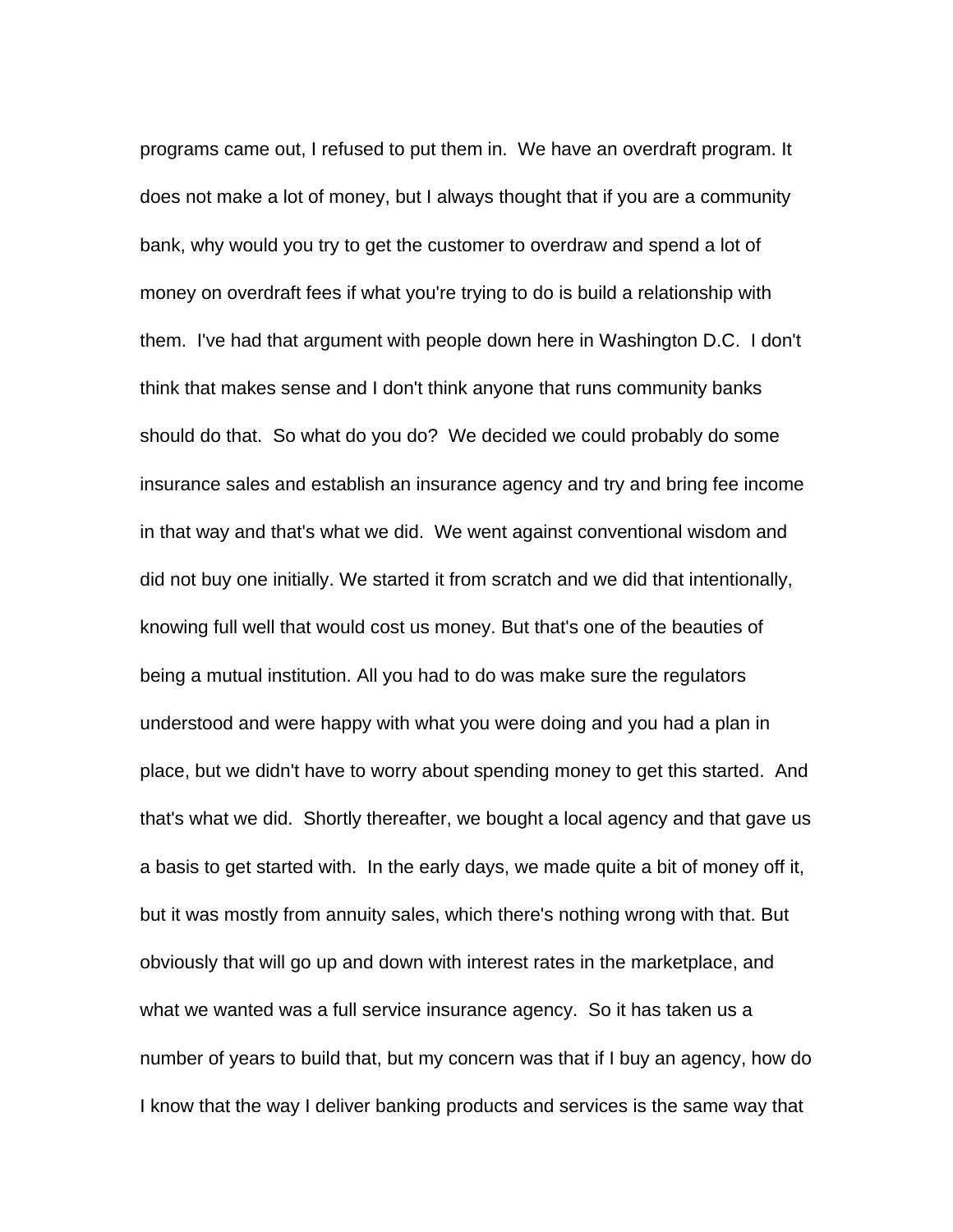programs came out, I refused to put them in.  We have an overdraft program. It does not make a lot of money, but I always thought that if you are a community bank, why would you try to get the customer to overdraw and spend a lot of money on overdraft fees if what you're trying to do is build a relationship with them.  I've had that argument with people down here in Washington D.C.  I don't think that makes sense and I don't think anyone that runs community banks should do that.  So what do you do?  We decided we could probably do some insurance sales and establish an insurance agency and try and bring fee income in that way and that's what we did.  We went against conventional wisdom and did not buy one initially. We started it from scratch and we did that intentionally, knowing full well that would cost us money. But that's one of the beauties of being a mutual institution. All you had to do was make sure the regulators understood and were happy with what you were doing and you had a plan in place, but we didn't have to worry about spending money to get this started.  And that's what we did.  Shortly thereafter, we bought a local agency and that gave us a basis to get started with.  In the early days, we made quite a bit of money off it, but it was mostly from annuity sales, which there's nothing wrong with that. But obviously that will go up and down with interest rates in the marketplace, and what we wanted was a full service insurance agency.  So it has taken us a number of years to build that, but my concern was that if I buy an agency, how do I know that the way I deliver banking products and services is the same way that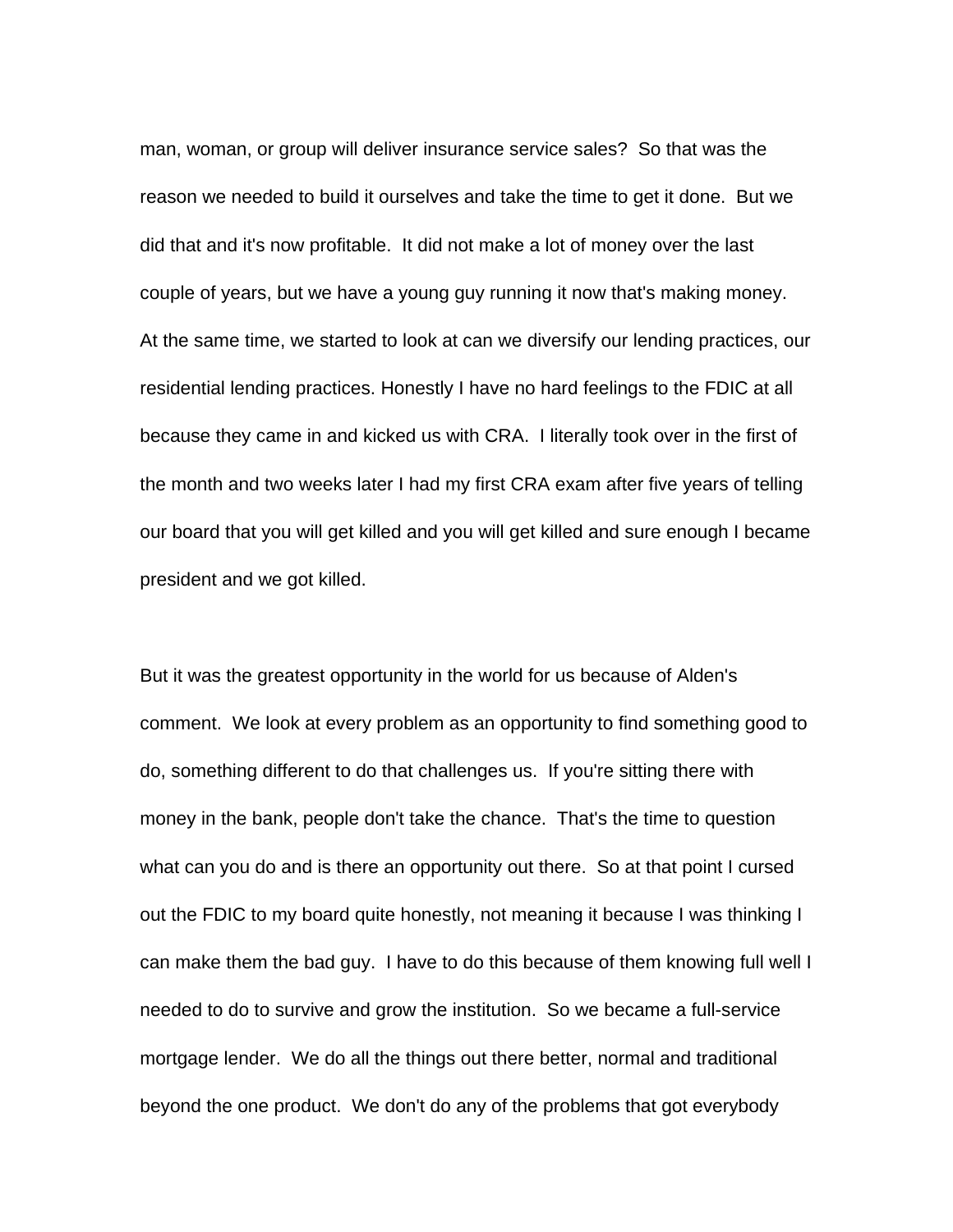man, woman, or group will deliver insurance service sales? So that was the reason we needed to build it ourselves and take the time to get it done. But we did that and it's now profitable. It did not make a lot of money over the last couple of years, but we have a young guy running it now that's making money. At the same time, we started to look at can we diversify our lending practices, our residential lending practices. Honestly I have no hard feelings to the FDIC at all because they came in and kicked us with CRA. I literally took over in the first of the month and two weeks later I had my first CRA exam after five years of telling our board that you will get killed and you will get killed and sure enough I became president and we got killed.

But it was the greatest opportunity in the world for us because of Alden's comment. We look at every problem as an opportunity to find something good to do, something different to do that challenges us. If you're sitting there with money in the bank, people don't take the chance. That's the time to question what can you do and is there an opportunity out there. So at that point I cursed out the FDIC to my board quite honestly, not meaning it because I was thinking I can make them the bad guy. I have to do this because of them knowing full well I needed to do to survive and grow the institution. So we became a full-service mortgage lender. We do all the things out there better, normal and traditional beyond the one product. We don't do any of the problems that got everybody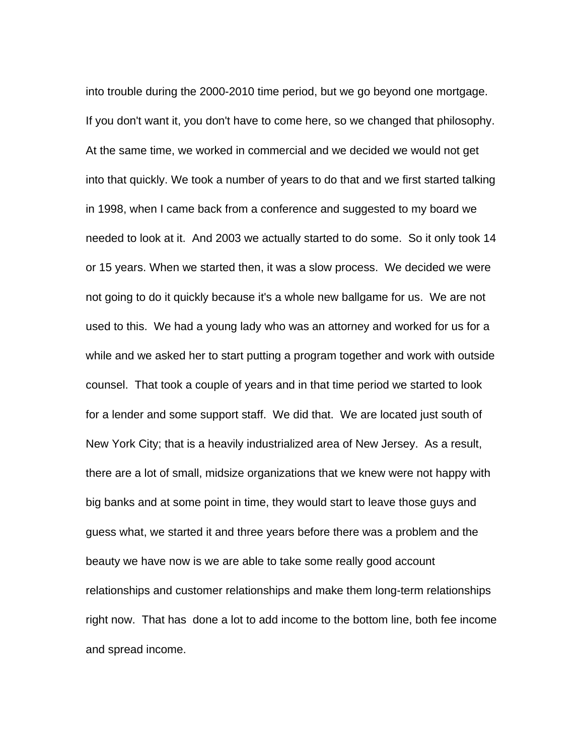into trouble during the 2000-2010 time period, but we go beyond one mortgage. If you don't want it, you don't have to come here, so we changed that philosophy. At the same time, we worked in commercial and we decided we would not get into that quickly. We took a number of years to do that and we first started talking in 1998, when I came back from a conference and suggested to my board we needed to look at it. And 2003 we actually started to do some. So it only took 14 or 15 years. When we started then, it was a slow process. We decided we were not going to do it quickly because it's a whole new ballgame for us. We are not used to this. We had a young lady who was an attorney and worked for us for a while and we asked her to start putting a program together and work with outside counsel. That took a couple of years and in that time period we started to look for a lender and some support staff. We did that. We are located just south of New York City; that is a heavily industrialized area of New Jersey. As a result, there are a lot of small, midsize organizations that we knew were not happy with big banks and at some point in time, they would start to leave those guys and guess what, we started it and three years before there was a problem and the beauty we have now is we are able to take some really good account relationships and customer relationships and make them long-term relationships right now. That has done a lot to add income to the bottom line, both fee income and spread income.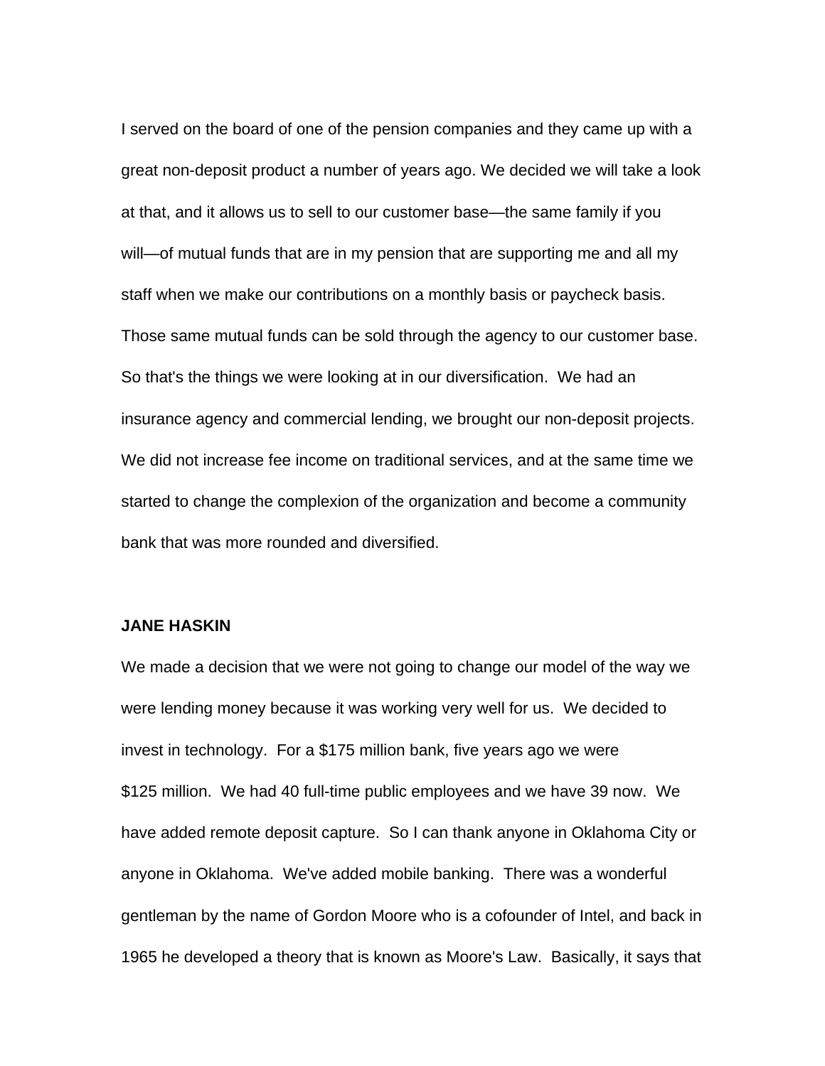I served on the board of one of the pension companies and they came up with a great non-deposit product a number of years ago. We decided we will take a look at that, and it allows us to sell to our customer base—the same family if you will—of mutual funds that are in my pension that are supporting me and all my staff when we make our contributions on a monthly basis or paycheck basis. Those same mutual funds can be sold through the agency to our customer base. So that's the things we were looking at in our diversification. We had an insurance agency and commercial lending, we brought our non-deposit projects. We did not increase fee income on traditional services, and at the same time we started to change the complexion of the organization and become a community bank that was more rounded and diversified.

**JANE HASKIN**

We made a decision that we were not going to change our model of the way we were lending money because it was working very well for us. We decided to invest in technology. For a $175 million bank, five years ago we were $125 million. We had 40 full-time public employees and we have 39 now. We have added remote deposit capture. So I can thank anyone in Oklahoma City or anyone in Oklahoma. We've added mobile banking. There was a wonderful gentleman by the name of Gordon Moore who is a cofounder of Intel, and back in 1965 he developed a theory that is known as Moore's Law. Basically, it says that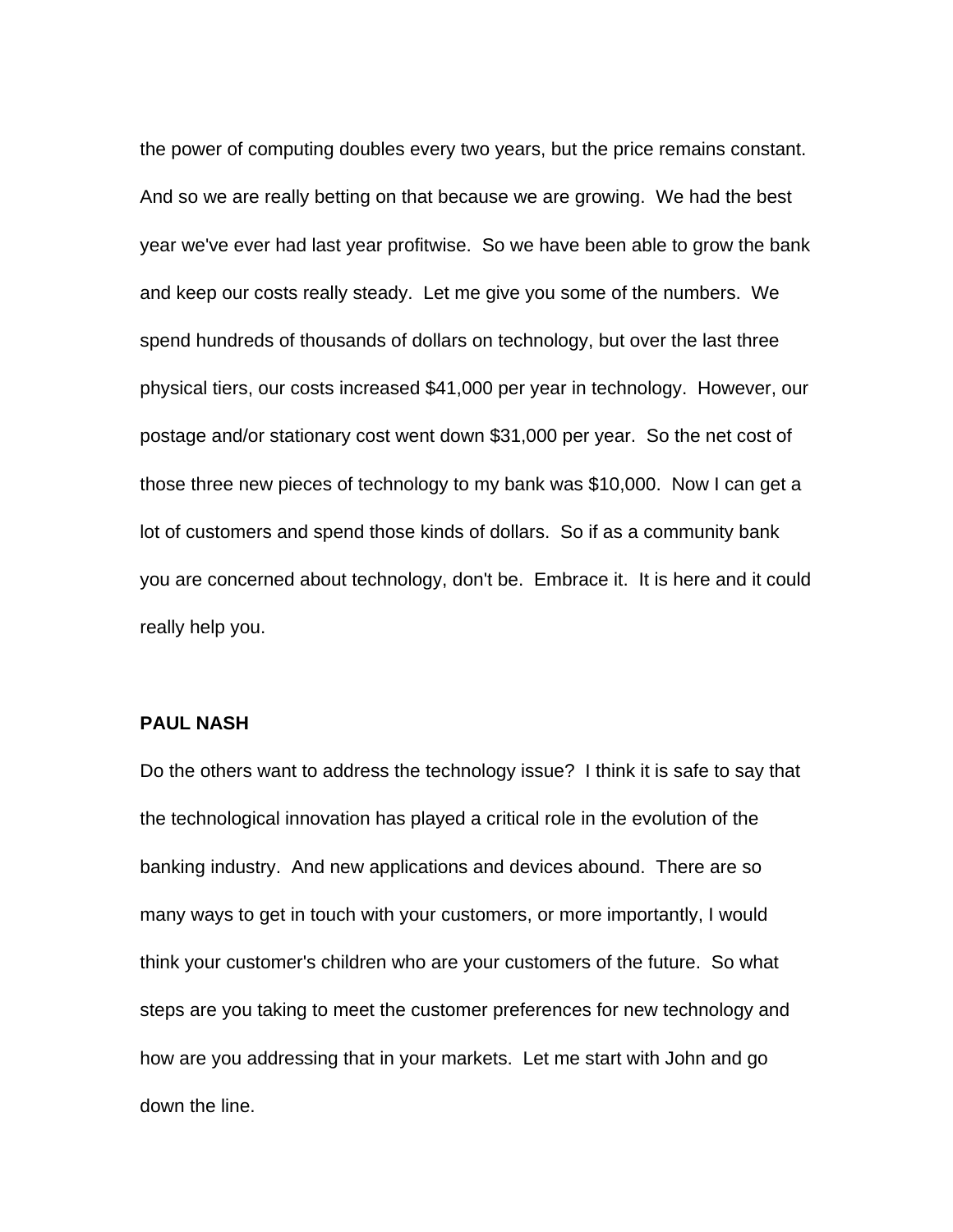the power of computing doubles every two years, but the price remains constant. And so we are really betting on that because we are growing. We had the best year we've ever had last year profitwise. So we have been able to grow the bank and keep our costs really steady. Let me give you some of the numbers. We spend hundreds of thousands of dollars on technology, but over the last three physical tiers, our costs increased $41,000 per year in technology. However, our postage and/or stationary cost went down $31,000 per year. So the net cost of those three new pieces of technology to my bank was $10,000. Now I can get a lot of customers and spend those kinds of dollars. So if as a community bank you are concerned about technology, don't be. Embrace it. It is here and it could really help you.

**PAUL NASH**

Do the others want to address the technology issue? I think it is safe to say that the technological innovation has played a critical role in the evolution of the banking industry. And new applications and devices abound. There are so many ways to get in touch with your customers, or more importantly, I would think your customer's children who are your customers of the future. So what steps are you taking to meet the customer preferences for new technology and how are you addressing that in your markets. Let me start with John and go down the line.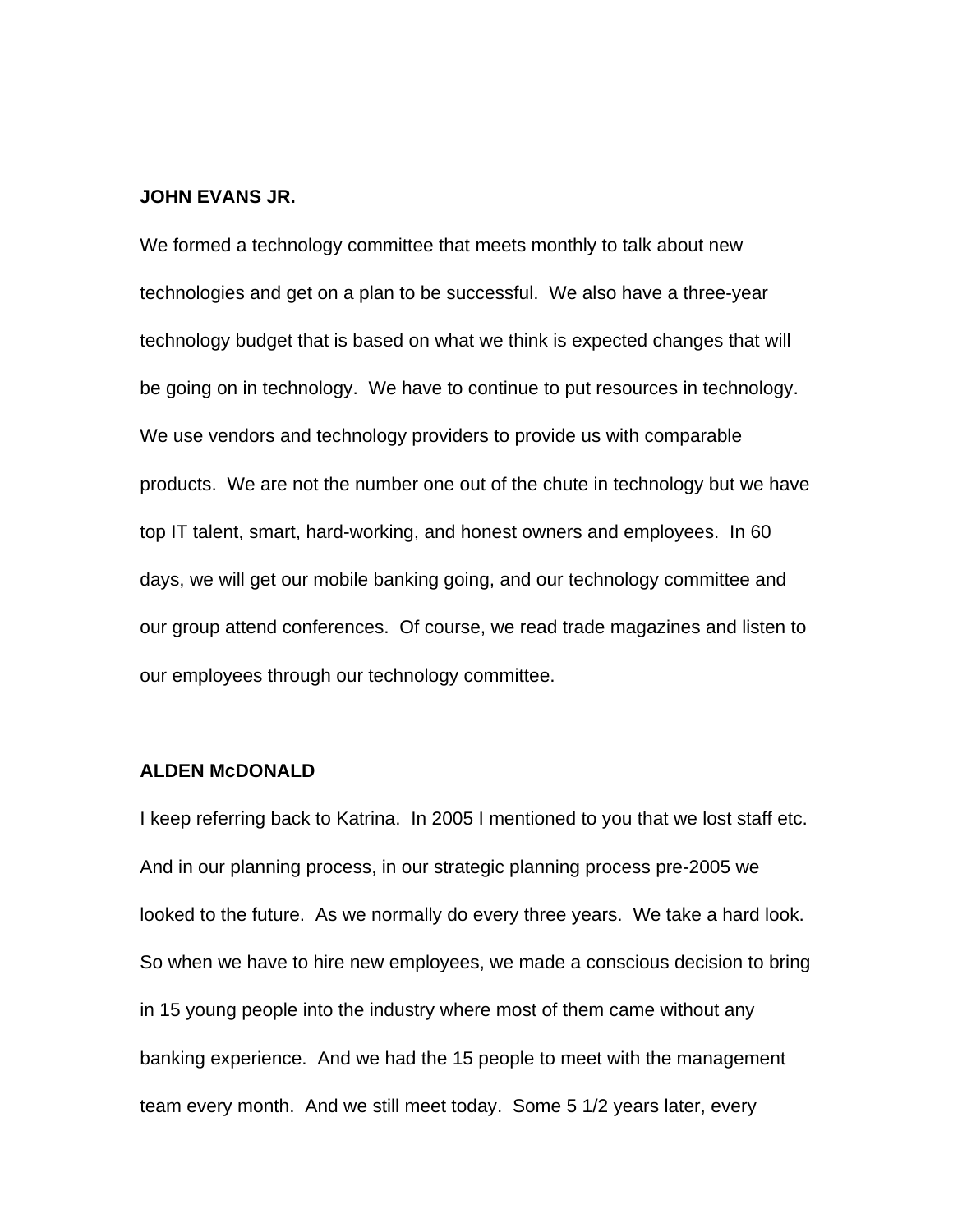**JOHN EVANS JR.**

We formed a technology committee that meets monthly to talk about new technologies and get on a plan to be successful. We also have a three-year technology budget that is based on what we think is expected changes that will be going on in technology. We have to continue to put resources in technology. We use vendors and technology providers to provide us with comparable products. We are not the number one out of the chute in technology but we have top IT talent, smart, hard-working, and honest owners and employees. In 60 days, we will get our mobile banking going, and our technology committee and our group attend conferences. Of course, we read trade magazines and listen to our employees through our technology committee.

**ALDEN McDONALD**

I keep referring back to Katrina. In 2005 I mentioned to you that we lost staff etc. And in our planning process, in our strategic planning process pre-2005 we looked to the future. As we normally do every three years. We take a hard look. So when we have to hire new employees, we made a conscious decision to bring in 15 young people into the industry where most of them came without any banking experience. And we had the 15 people to meet with the management team every month. And we still meet today. Some 5 1/2 years later, every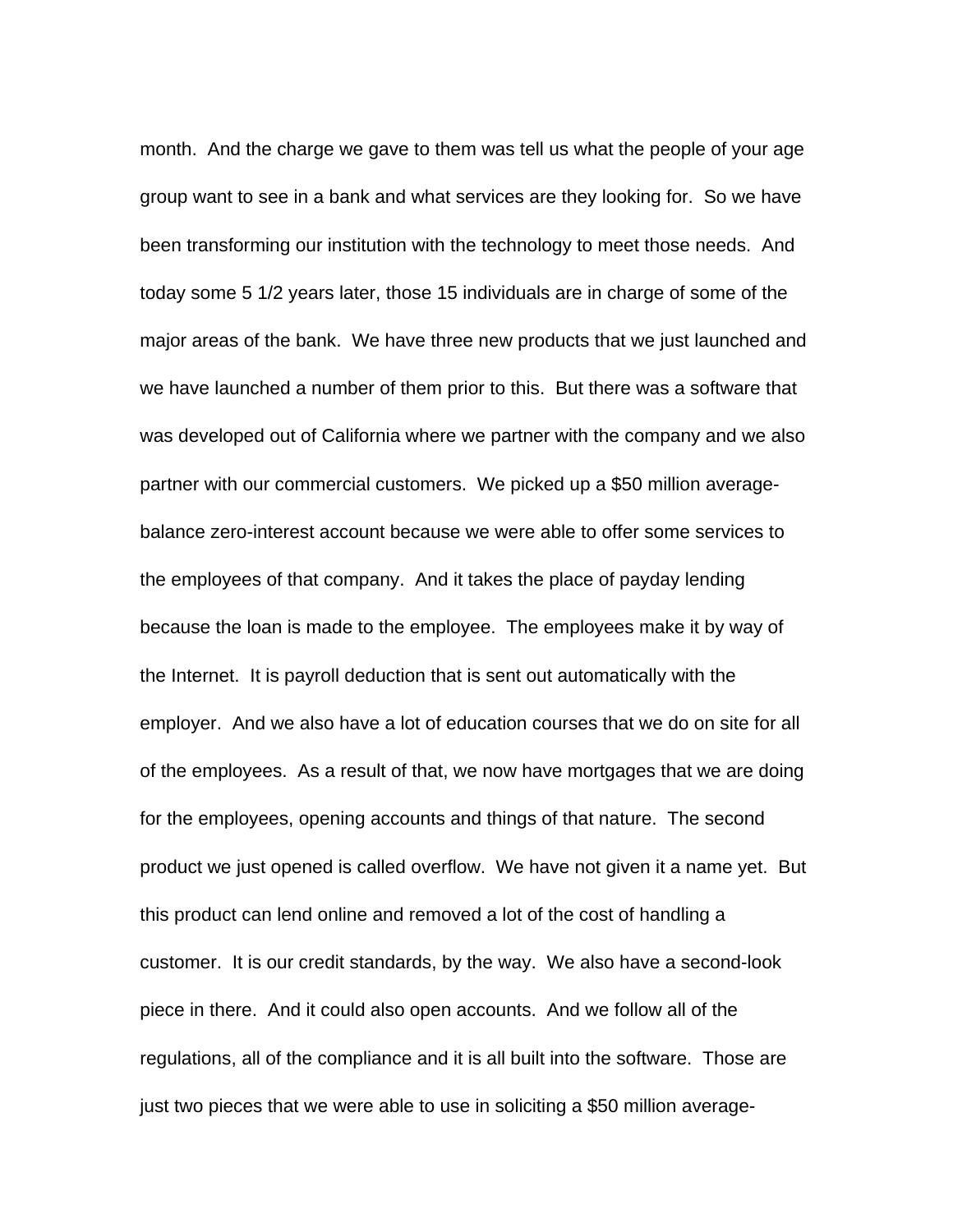month.  And the charge we gave to them was tell us what the people of your age group want to see in a bank and what services are they looking for.  So we have been transforming our institution with the technology to meet those needs.  And today some 5 1/2 years later, those 15 individuals are in charge of some of the major areas of the bank.  We have three new products that we just launched and we have launched a number of them prior to this.  But there was a software that was developed out of California where we partner with the company and we also partner with our commercial customers.  We picked up a $50 million average-balance zero-interest account because we were able to offer some services to the employees of that company.  And it takes the place of payday lending because the loan is made to the employee.  The employees make it by way of the Internet.  It is payroll deduction that is sent out automatically with the employer.  And we also have a lot of education courses that we do on site for all of the employees.  As a result of that, we now have mortgages that we are doing for the employees, opening accounts and things of that nature.  The second product we just opened is called overflow.  We have not given it a name yet.  But this product can lend online and removed a lot of the cost of handling a customer.  It is our credit standards, by the way.  We also have a second-look piece in there.  And it could also open accounts.  And we follow all of the regulations, all of the compliance and it is all built into the software.  Those are just two pieces that we were able to use in soliciting a $50 million average-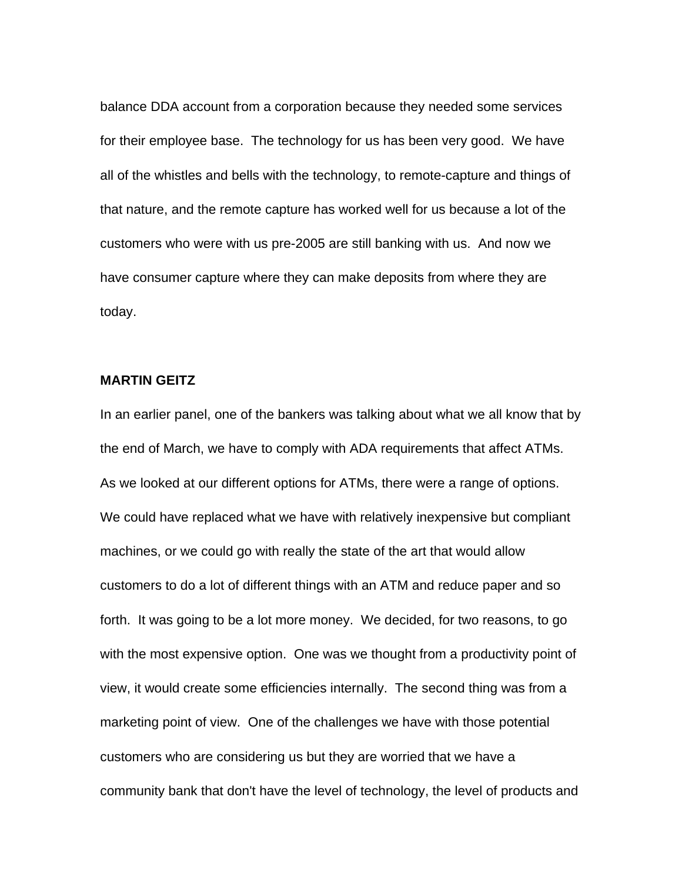balance DDA account from a corporation because they needed some services for their employee base. The technology for us has been very good. We have all of the whistles and bells with the technology, to remote-capture and things of that nature, and the remote capture has worked well for us because a lot of the customers who were with us pre-2005 are still banking with us. And now we have consumer capture where they can make deposits from where they are today.

**MARTIN GEITZ**

In an earlier panel, one of the bankers was talking about what we all know that by the end of March, we have to comply with ADA requirements that affect ATMs. As we looked at our different options for ATMs, there were a range of options. We could have replaced what we have with relatively inexpensive but compliant machines, or we could go with really the state of the art that would allow customers to do a lot of different things with an ATM and reduce paper and so forth. It was going to be a lot more money. We decided, for two reasons, to go with the most expensive option. One was we thought from a productivity point of view, it would create some efficiencies internally. The second thing was from a marketing point of view. One of the challenges we have with those potential customers who are considering us but they are worried that we have a community bank that don't have the level of technology, the level of products and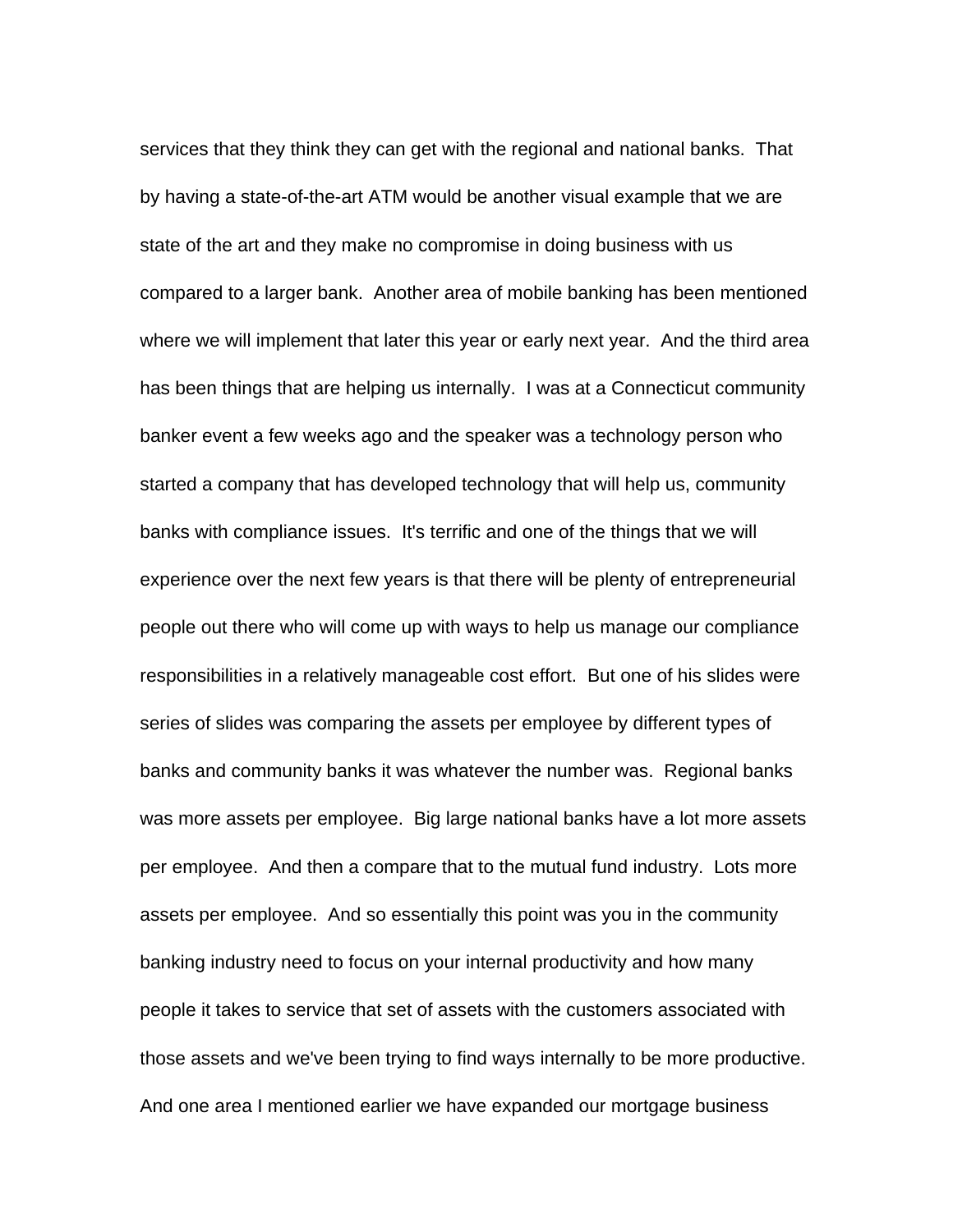services that they think they can get with the regional and national banks. That by having a state-of-the-art ATM would be another visual example that we are state of the art and they make no compromise in doing business with us compared to a larger bank. Another area of mobile banking has been mentioned where we will implement that later this year or early next year. And the third area has been things that are helping us internally. I was at a Connecticut community banker event a few weeks ago and the speaker was a technology person who started a company that has developed technology that will help us, community banks with compliance issues. It's terrific and one of the things that we will experience over the next few years is that there will be plenty of entrepreneurial people out there who will come up with ways to help us manage our compliance responsibilities in a relatively manageable cost effort. But one of his slides were series of slides was comparing the assets per employee by different types of banks and community banks it was whatever the number was. Regional banks was more assets per employee. Big large national banks have a lot more assets per employee. And then a compare that to the mutual fund industry. Lots more assets per employee. And so essentially this point was you in the community banking industry need to focus on your internal productivity and how many people it takes to service that set of assets with the customers associated with those assets and we've been trying to find ways internally to be more productive. And one area I mentioned earlier we have expanded our mortgage business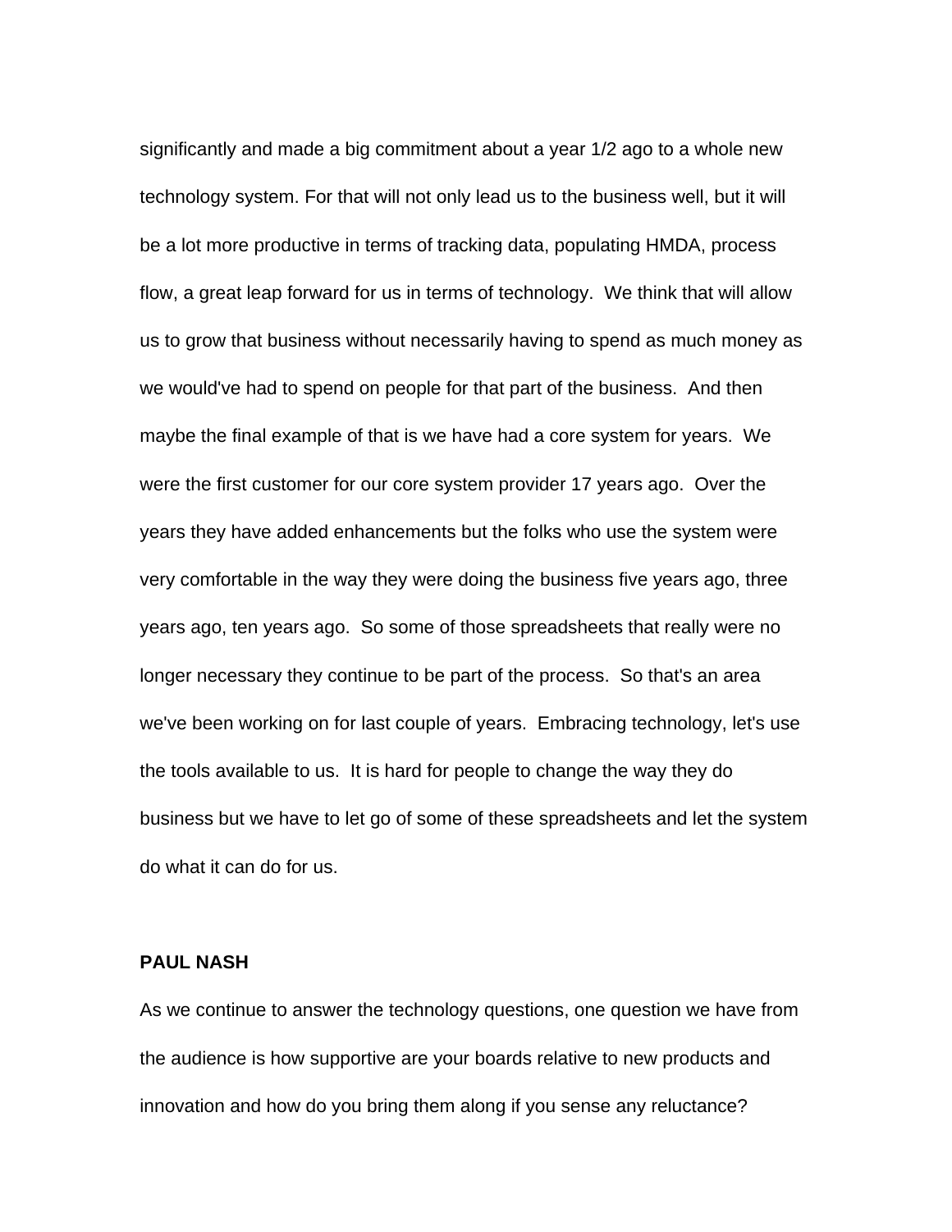significantly and made a big commitment about a year 1/2 ago to a whole new technology system. For that will not only lead us to the business well, but it will be a lot more productive in terms of tracking data, populating HMDA, process flow, a great leap forward for us in terms of technology. We think that will allow us to grow that business without necessarily having to spend as much money as we would've had to spend on people for that part of the business. And then maybe the final example of that is we have had a core system for years. We were the first customer for our core system provider 17 years ago. Over the years they have added enhancements but the folks who use the system were very comfortable in the way they were doing the business five years ago, three years ago, ten years ago. So some of those spreadsheets that really were no longer necessary they continue to be part of the process. So that's an area we've been working on for last couple of years. Embracing technology, let's use the tools available to us. It is hard for people to change the way they do business but we have to let go of some of these spreadsheets and let the system do what it can do for us.

**PAUL NASH**

As we continue to answer the technology questions, one question we have from the audience is how supportive are your boards relative to new products and innovation and how do you bring them along if you sense any reluctance?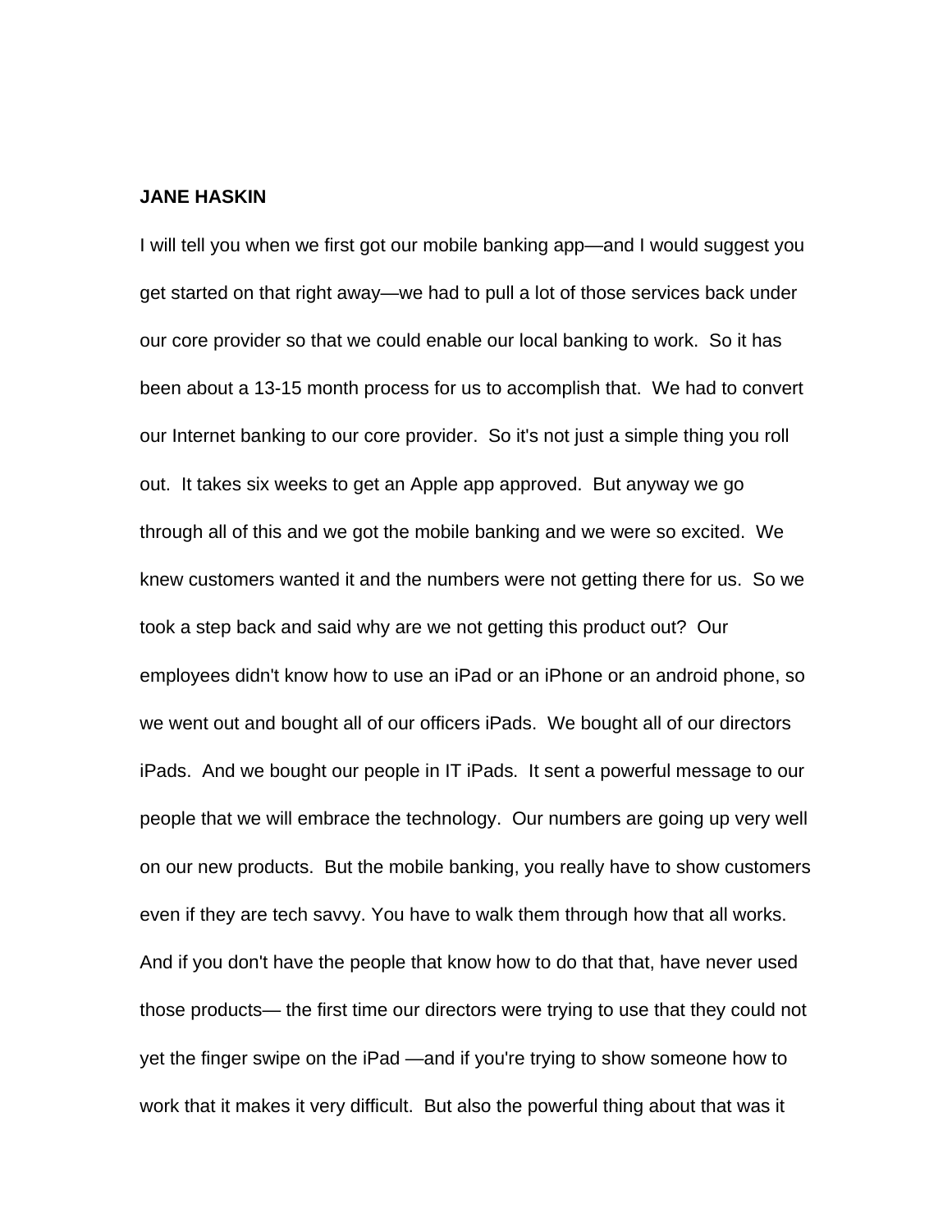**JANE HASKIN**

I will tell you when we first got our mobile banking app—and I would suggest you get started on that right away—we had to pull a lot of those services back under our core provider so that we could enable our local banking to work.  So it has been about a 13-15 month process for us to accomplish that.  We had to convert our Internet banking to our core provider.  So it's not just a simple thing you roll out.  It takes six weeks to get an Apple app approved.  But anyway we go through all of this and we got the mobile banking and we were so excited.  We knew customers wanted it and the numbers were not getting there for us.  So we took a step back and said why are we not getting this product out?  Our employees didn't know how to use an iPad or an iPhone or an android phone, so we went out and bought all of our officers iPads.  We bought all of our directors iPads.  And we bought our people in IT iPads.  It sent a powerful message to our people that we will embrace the technology.  Our numbers are going up very well on our new products.  But the mobile banking, you really have to show customers even if they are tech savvy. You have to walk them through how that all works. And if you don't have the people that know how to do that that, have never used those products— the first time our directors were trying to use that they could not yet the finger swipe on the iPad —and if you're trying to show someone how to work that it makes it very difficult.  But also the powerful thing about that was it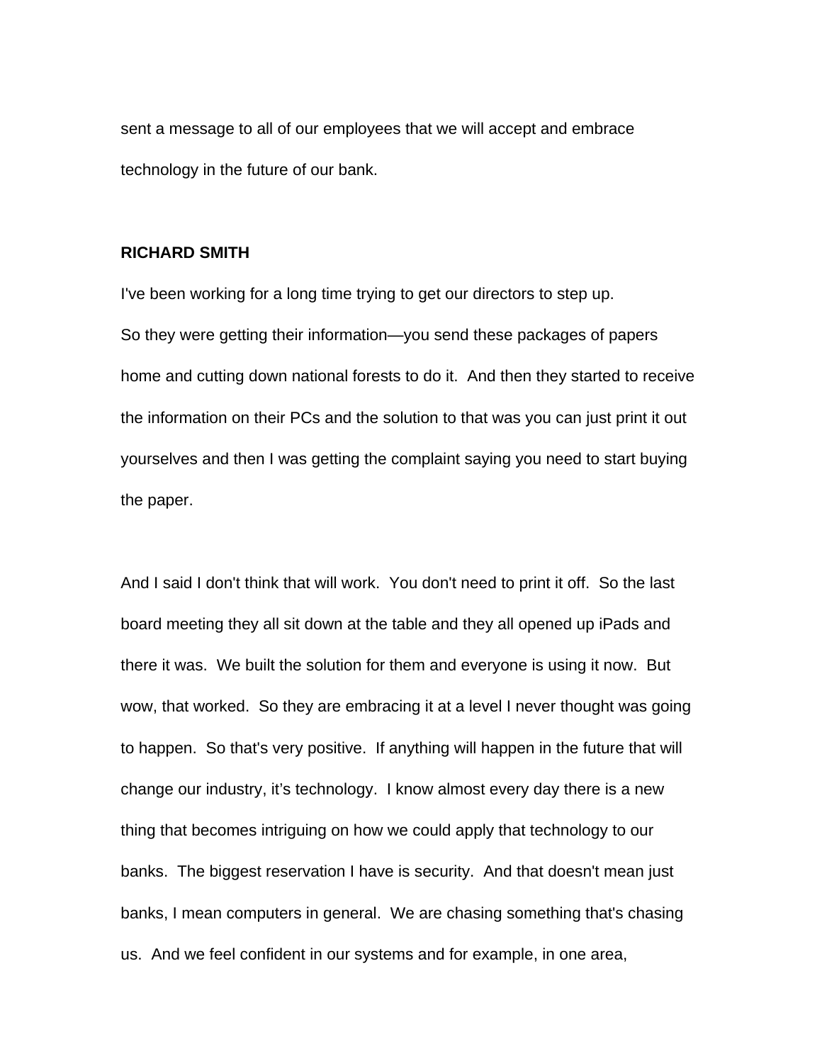sent a message to all of our employees that we will accept and embrace technology in the future of our bank.

**RICHARD SMITH**

I've been working for a long time trying to get our directors to step up. So they were getting their information—you send these packages of papers home and cutting down national forests to do it. And then they started to receive the information on their PCs and the solution to that was you can just print it out yourselves and then I was getting the complaint saying you need to start buying the paper.

And I said I don't think that will work. You don't need to print it off. So the last board meeting they all sit down at the table and they all opened up iPads and there it was. We built the solution for them and everyone is using it now. But wow, that worked. So they are embracing it at a level I never thought was going to happen. So that's very positive. If anything will happen in the future that will change our industry, it's technology. I know almost every day there is a new thing that becomes intriguing on how we could apply that technology to our banks. The biggest reservation I have is security. And that doesn't mean just banks, I mean computers in general. We are chasing something that's chasing us. And we feel confident in our systems and for example, in one area,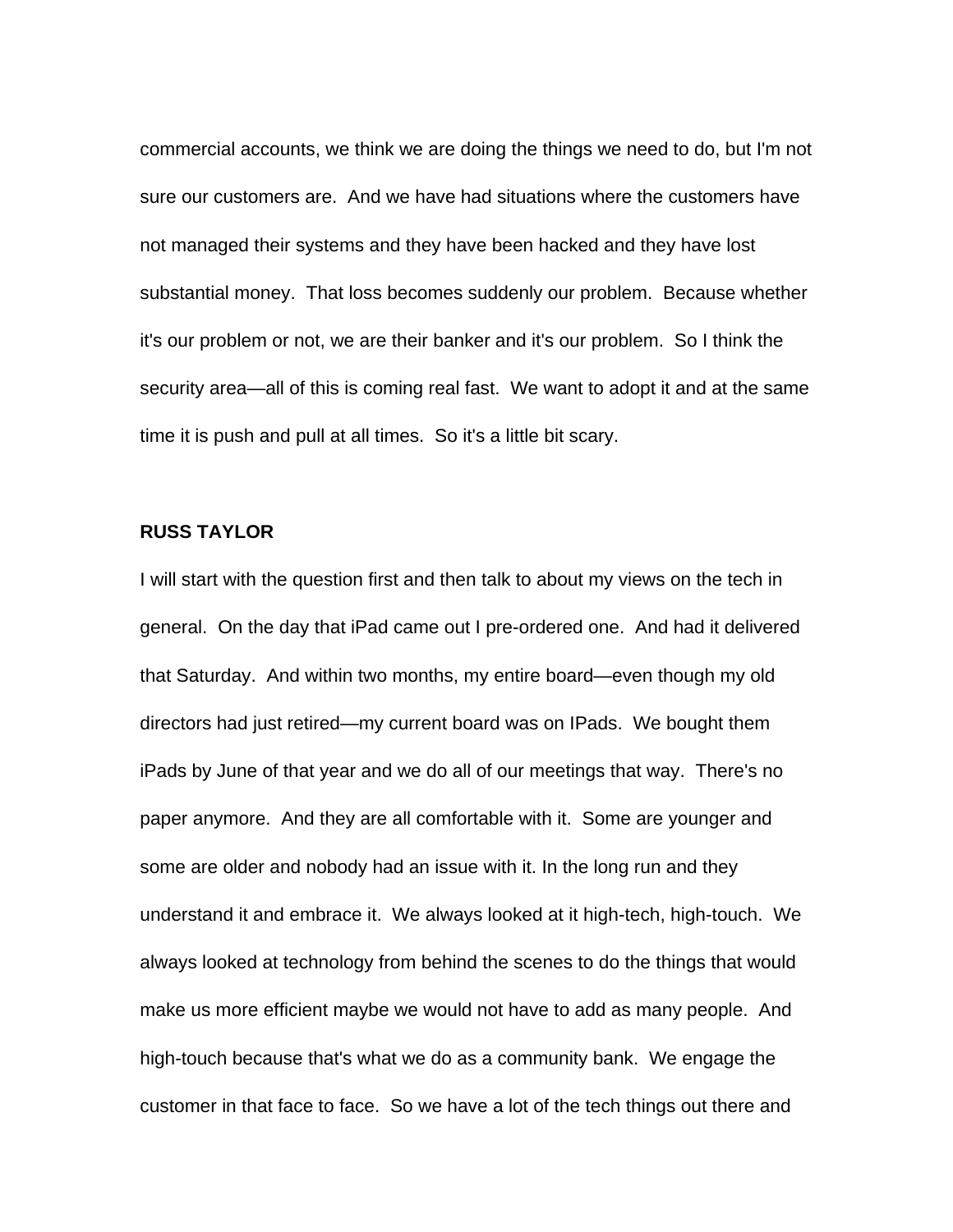commercial accounts, we think we are doing the things we need to do, but I'm not sure our customers are. And we have had situations where the customers have not managed their systems and they have been hacked and they have lost substantial money. That loss becomes suddenly our problem. Because whether it's our problem or not, we are their banker and it's our problem. So I think the security area—all of this is coming real fast. We want to adopt it and at the same time it is push and pull at all times. So it's a little bit scary.

**RUSS TAYLOR**

I will start with the question first and then talk to about my views on the tech in general. On the day that iPad came out I pre-ordered one. And had it delivered that Saturday. And within two months, my entire board—even though my old directors had just retired—my current board was on IPads. We bought them iPads by June of that year and we do all of our meetings that way. There's no paper anymore. And they are all comfortable with it. Some are younger and some are older and nobody had an issue with it. In the long run and they understand it and embrace it. We always looked at it high-tech, high-touch. We always looked at technology from behind the scenes to do the things that would make us more efficient maybe we would not have to add as many people. And high-touch because that's what we do as a community bank. We engage the customer in that face to face. So we have a lot of the tech things out there and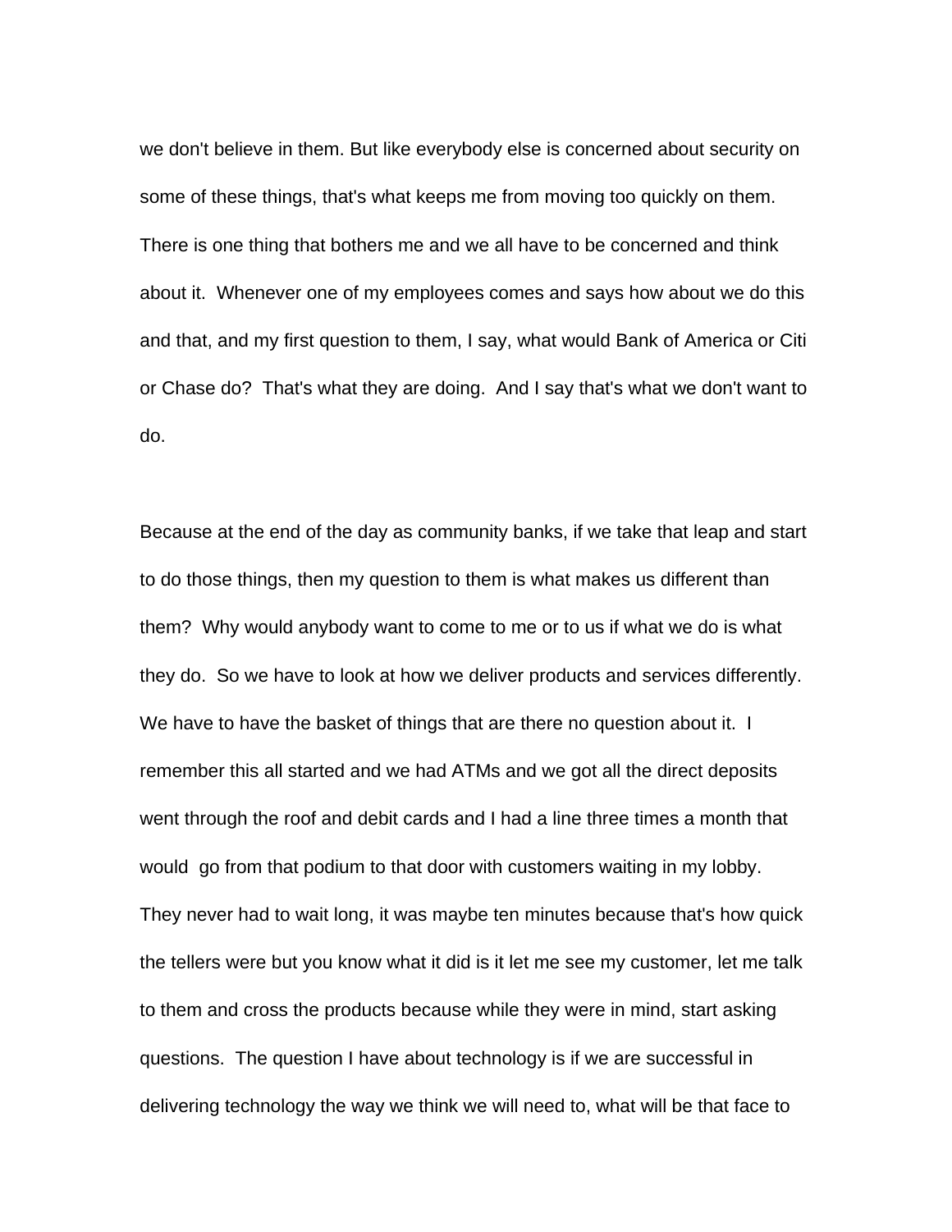we don't believe in them. But like everybody else is concerned about security on some of these things, that's what keeps me from moving too quickly on them. There is one thing that bothers me and we all have to be concerned and think about it. Whenever one of my employees comes and says how about we do this and that, and my first question to them, I say, what would Bank of America or Citi or Chase do? That's what they are doing. And I say that's what we don't want to do.

Because at the end of the day as community banks, if we take that leap and start to do those things, then my question to them is what makes us different than them? Why would anybody want to come to me or to us if what we do is what they do. So we have to look at how we deliver products and services differently. We have to have the basket of things that are there no question about it. I remember this all started and we had ATMs and we got all the direct deposits went through the roof and debit cards and I had a line three times a month that would go from that podium to that door with customers waiting in my lobby. They never had to wait long, it was maybe ten minutes because that's how quick the tellers were but you know what it did is it let me see my customer, let me talk to them and cross the products because while they were in mind, start asking questions. The question I have about technology is if we are successful in delivering technology the way we think we will need to, what will be that face to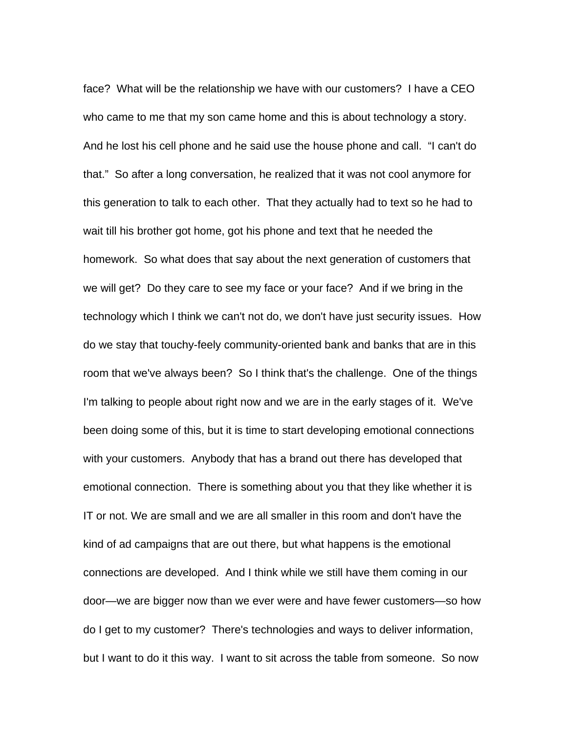face? What will be the relationship we have with our customers? I have a CEO who came to me that my son came home and this is about technology a story. And he lost his cell phone and he said use the house phone and call. "I can't do that." So after a long conversation, he realized that it was not cool anymore for this generation to talk to each other. That they actually had to text so he had to wait till his brother got home, got his phone and text that he needed the homework. So what does that say about the next generation of customers that we will get? Do they care to see my face or your face? And if we bring in the technology which I think we can't not do, we don't have just security issues. How do we stay that touchy-feely community-oriented bank and banks that are in this room that we've always been? So I think that's the challenge. One of the things I'm talking to people about right now and we are in the early stages of it. We've been doing some of this, but it is time to start developing emotional connections with your customers. Anybody that has a brand out there has developed that emotional connection. There is something about you that they like whether it is IT or not. We are small and we are all smaller in this room and don't have the kind of ad campaigns that are out there, but what happens is the emotional connections are developed. And I think while we still have them coming in our door—we are bigger now than we ever were and have fewer customers—so how do I get to my customer? There's technologies and ways to deliver information, but I want to do it this way. I want to sit across the table from someone. So now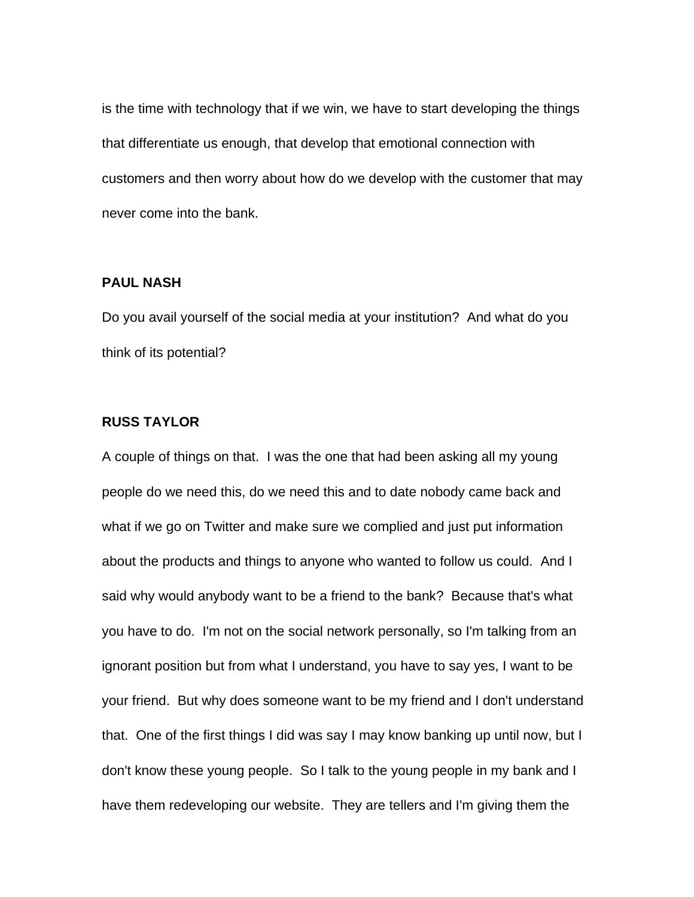is the time with technology that if we win, we have to start developing the things that differentiate us enough, that develop that emotional connection with customers and then worry about how do we develop with the customer that may never come into the bank.

**PAUL NASH**

Do you avail yourself of the social media at your institution? And what do you think of its potential?

**RUSS TAYLOR**

A couple of things on that. I was the one that had been asking all my young people do we need this, do we need this and to date nobody came back and what if we go on Twitter and make sure we complied and just put information about the products and things to anyone who wanted to follow us could. And I said why would anybody want to be a friend to the bank? Because that's what you have to do. I'm not on the social network personally, so I'm talking from an ignorant position but from what I understand, you have to say yes, I want to be your friend. But why does someone want to be my friend and I don't understand that. One of the first things I did was say I may know banking up until now, but I don't know these young people. So I talk to the young people in my bank and I have them redeveloping our website. They are tellers and I'm giving them the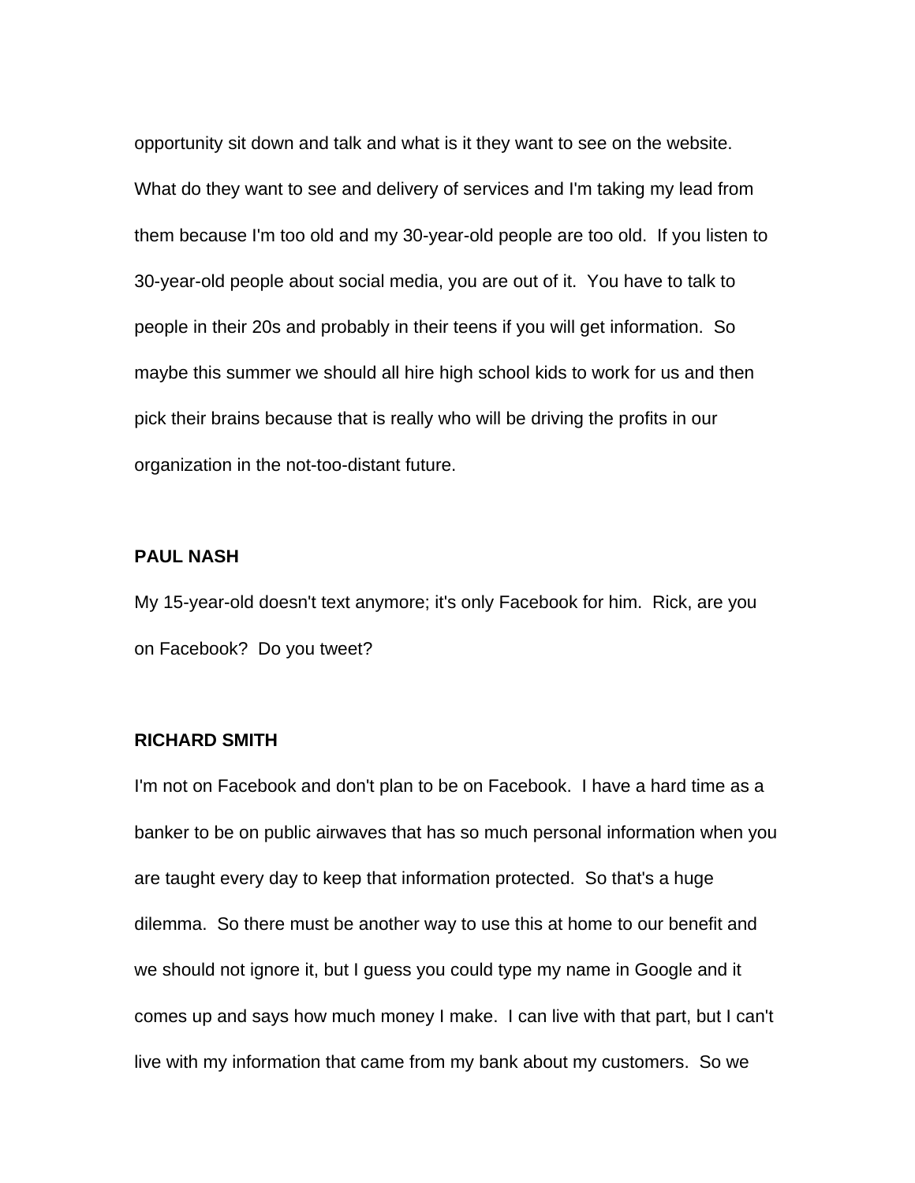opportunity sit down and talk and what is it they want to see on the website. What do they want to see and delivery of services and I'm taking my lead from them because I'm too old and my 30-year-old people are too old. If you listen to 30-year-old people about social media, you are out of it. You have to talk to people in their 20s and probably in their teens if you will get information. So maybe this summer we should all hire high school kids to work for us and then pick their brains because that is really who will be driving the profits in our organization in the not-too-distant future.

**PAUL NASH**

My 15-year-old doesn't text anymore; it's only Facebook for him. Rick, are you on Facebook? Do you tweet?

**RICHARD SMITH**

I'm not on Facebook and don't plan to be on Facebook. I have a hard time as a banker to be on public airwaves that has so much personal information when you are taught every day to keep that information protected. So that's a huge dilemma. So there must be another way to use this at home to our benefit and we should not ignore it, but I guess you could type my name in Google and it comes up and says how much money I make. I can live with that part, but I can't live with my information that came from my bank about my customers. So we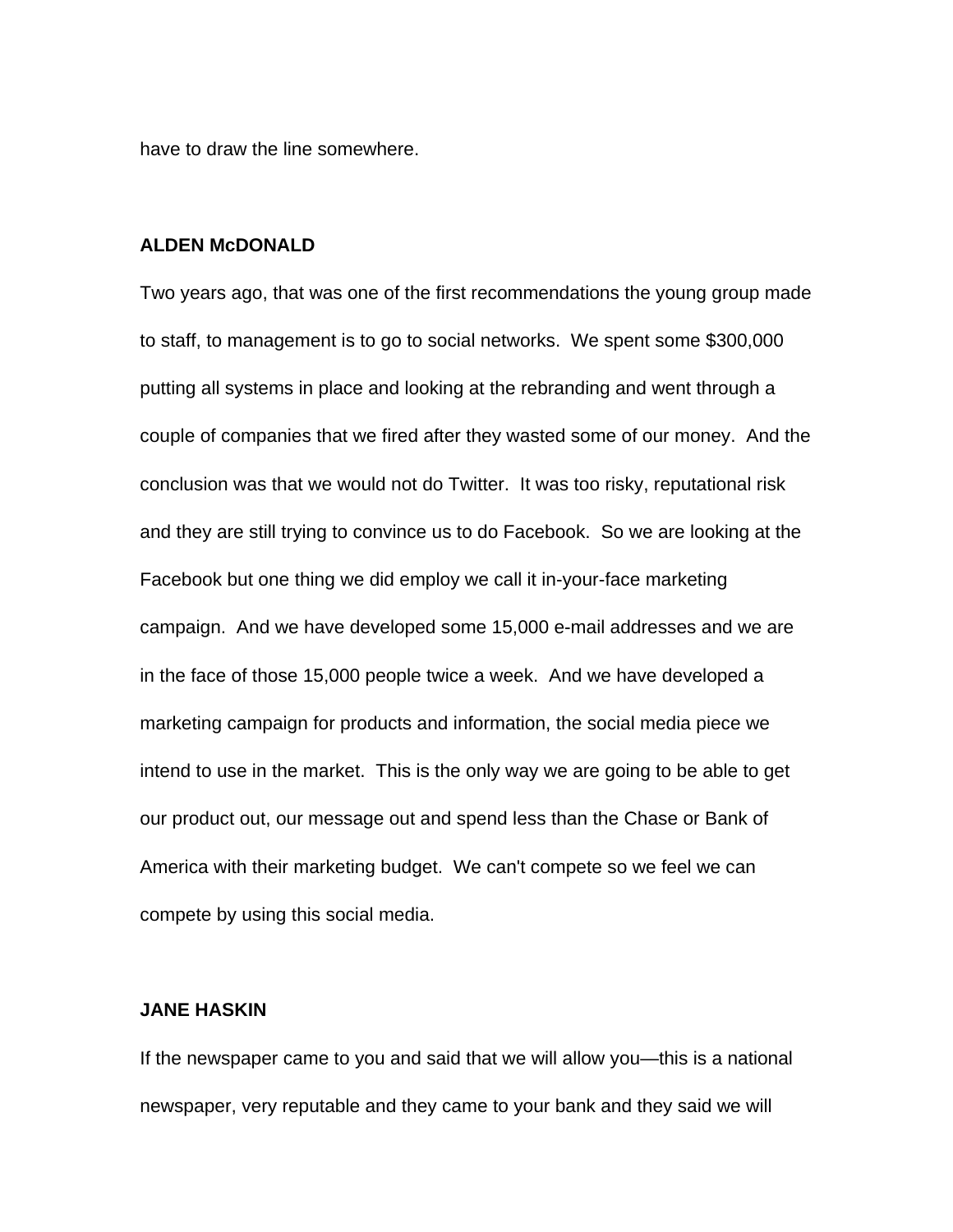have to draw the line somewhere.

**ALDEN McDONALD**

Two years ago, that was one of the first recommendations the young group made to staff, to management is to go to social networks. We spent some $300,000 putting all systems in place and looking at the rebranding and went through a couple of companies that we fired after they wasted some of our money. And the conclusion was that we would not do Twitter. It was too risky, reputational risk and they are still trying to convince us to do Facebook. So we are looking at the Facebook but one thing we did employ we call it in-your-face marketing campaign. And we have developed some 15,000 e-mail addresses and we are in the face of those 15,000 people twice a week. And we have developed a marketing campaign for products and information, the social media piece we intend to use in the market. This is the only way we are going to be able to get our product out, our message out and spend less than the Chase or Bank of America with their marketing budget. We can't compete so we feel we can compete by using this social media.

**JANE HASKIN**

If the newspaper came to you and said that we will allow you—this is a national newspaper, very reputable and they came to your bank and they said we will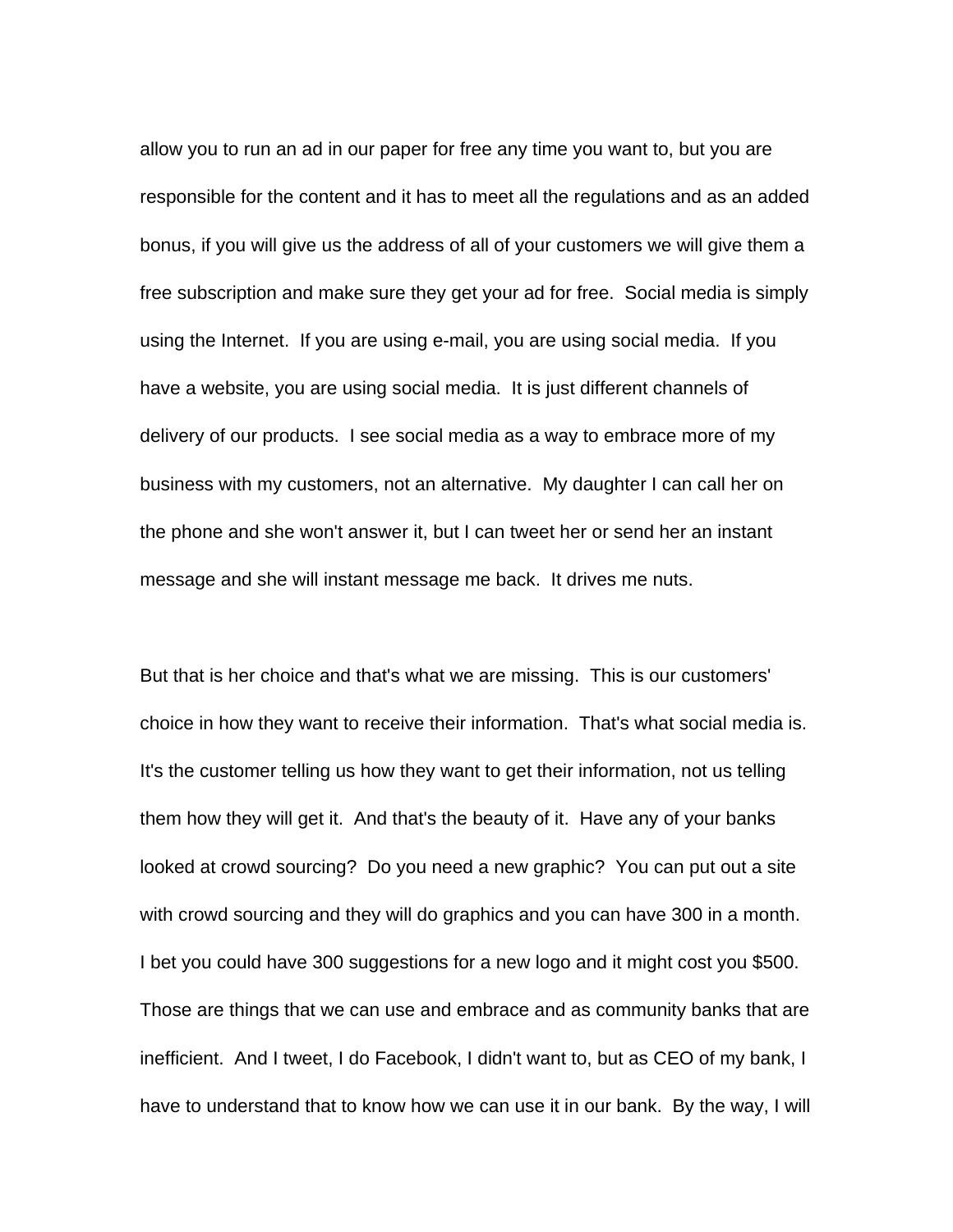allow you to run an ad in our paper for free any time you want to, but you are responsible for the content and it has to meet all the regulations and as an added bonus, if you will give us the address of all of your customers we will give them a free subscription and make sure they get your ad for free. Social media is simply using the Internet. If you are using e-mail, you are using social media. If you have a website, you are using social media. It is just different channels of delivery of our products. I see social media as a way to embrace more of my business with my customers, not an alternative. My daughter I can call her on the phone and she won't answer it, but I can tweet her or send her an instant message and she will instant message me back. It drives me nuts.

But that is her choice and that's what we are missing. This is our customers' choice in how they want to receive their information. That's what social media is. It's the customer telling us how they want to get their information, not us telling them how they will get it. And that's the beauty of it. Have any of your banks looked at crowd sourcing? Do you need a new graphic? You can put out a site with crowd sourcing and they will do graphics and you can have 300 in a month. I bet you could have 300 suggestions for a new logo and it might cost you $500. Those are things that we can use and embrace and as community banks that are inefficient. And I tweet, I do Facebook, I didn't want to, but as CEO of my bank, I have to understand that to know how we can use it in our bank. By the way, I will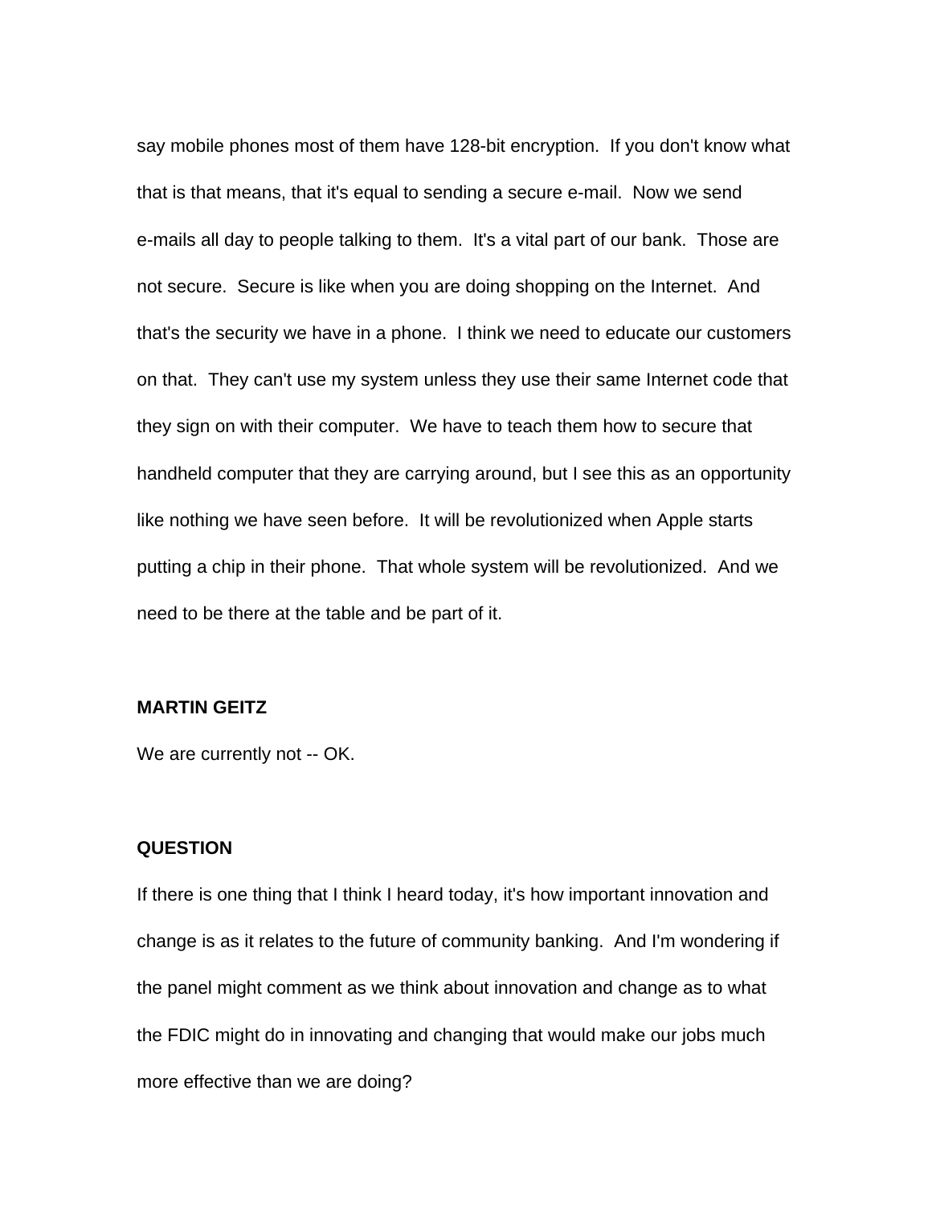say mobile phones most of them have 128-bit encryption. If you don't know what that is that means, that it's equal to sending a secure e-mail. Now we send e-mails all day to people talking to them. It's a vital part of our bank. Those are not secure. Secure is like when you are doing shopping on the Internet. And that's the security we have in a phone. I think we need to educate our customers on that. They can't use my system unless they use their same Internet code that they sign on with their computer. We have to teach them how to secure that handheld computer that they are carrying around, but I see this as an opportunity like nothing we have seen before. It will be revolutionized when Apple starts putting a chip in their phone. That whole system will be revolutionized. And we need to be there at the table and be part of it.

**MARTIN GEITZ**

We are currently not -- OK.

**QUESTION**

If there is one thing that I think I heard today, it's how important innovation and change is as it relates to the future of community banking. And I'm wondering if the panel might comment as we think about innovation and change as to what the FDIC might do in innovating and changing that would make our jobs much more effective than we are doing?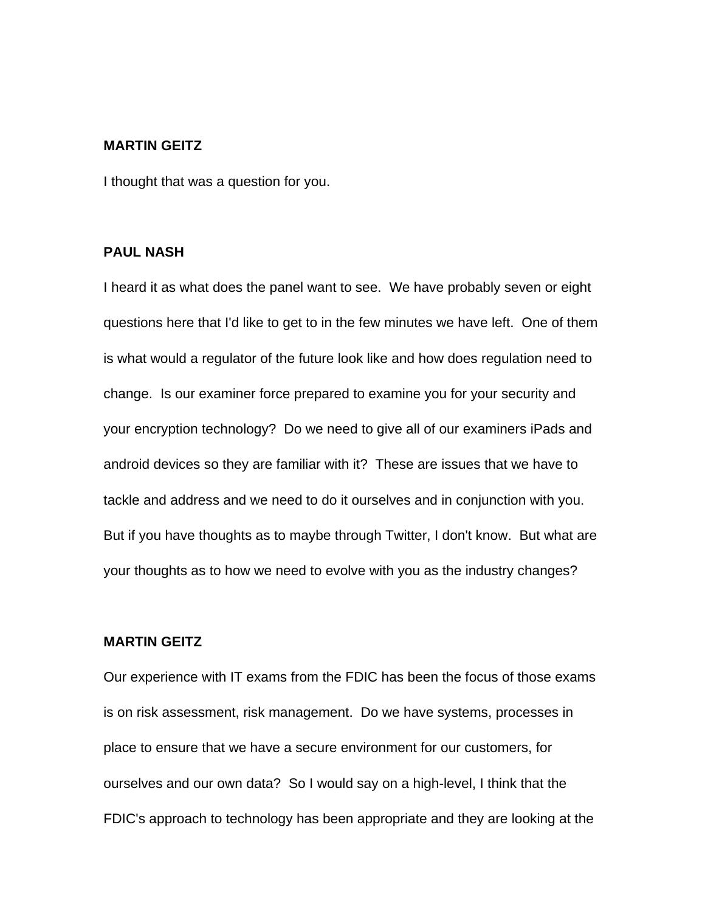**MARTIN GEITZ**

I thought that was a question for you.

**PAUL NASH**

I heard it as what does the panel want to see. We have probably seven or eight questions here that I'd like to get to in the few minutes we have left. One of them is what would a regulator of the future look like and how does regulation need to change. Is our examiner force prepared to examine you for your security and your encryption technology? Do we need to give all of our examiners iPads and android devices so they are familiar with it? These are issues that we have to tackle and address and we need to do it ourselves and in conjunction with you. But if you have thoughts as to maybe through Twitter, I don't know. But what are your thoughts as to how we need to evolve with you as the industry changes?

**MARTIN GEITZ**

Our experience with IT exams from the FDIC has been the focus of those exams is on risk assessment, risk management. Do we have systems, processes in place to ensure that we have a secure environment for our customers, for ourselves and our own data? So I would say on a high-level, I think that the FDIC's approach to technology has been appropriate and they are looking at the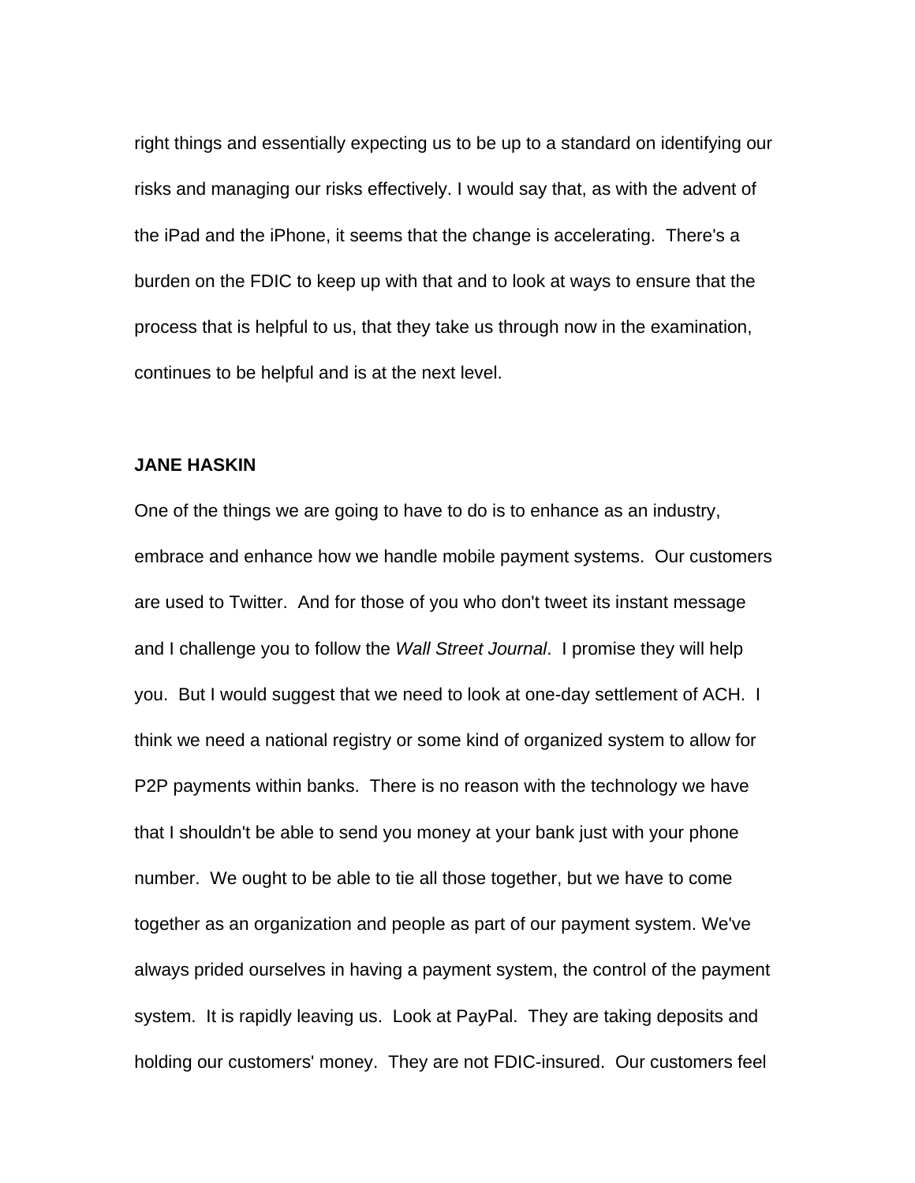right things and essentially expecting us to be up to a standard on identifying our risks and managing our risks effectively. I would say that, as with the advent of the iPad and the iPhone, it seems that the change is accelerating. There's a burden on the FDIC to keep up with that and to look at ways to ensure that the process that is helpful to us, that they take us through now in the examination, continues to be helpful and is at the next level.

**JANE HASKIN**

One of the things we are going to have to do is to enhance as an industry, embrace and enhance how we handle mobile payment systems. Our customers are used to Twitter. And for those of you who don't tweet its instant message and I challenge you to follow the *Wall Street Journal*. I promise they will help you. But I would suggest that we need to look at one-day settlement of ACH. I think we need a national registry or some kind of organized system to allow for P2P payments within banks. There is no reason with the technology we have that I shouldn't be able to send you money at your bank just with your phone number. We ought to be able to tie all those together, but we have to come together as an organization and people as part of our payment system. We've always prided ourselves in having a payment system, the control of the payment system. It is rapidly leaving us. Look at PayPal. They are taking deposits and holding our customers' money. They are not FDIC-insured. Our customers feel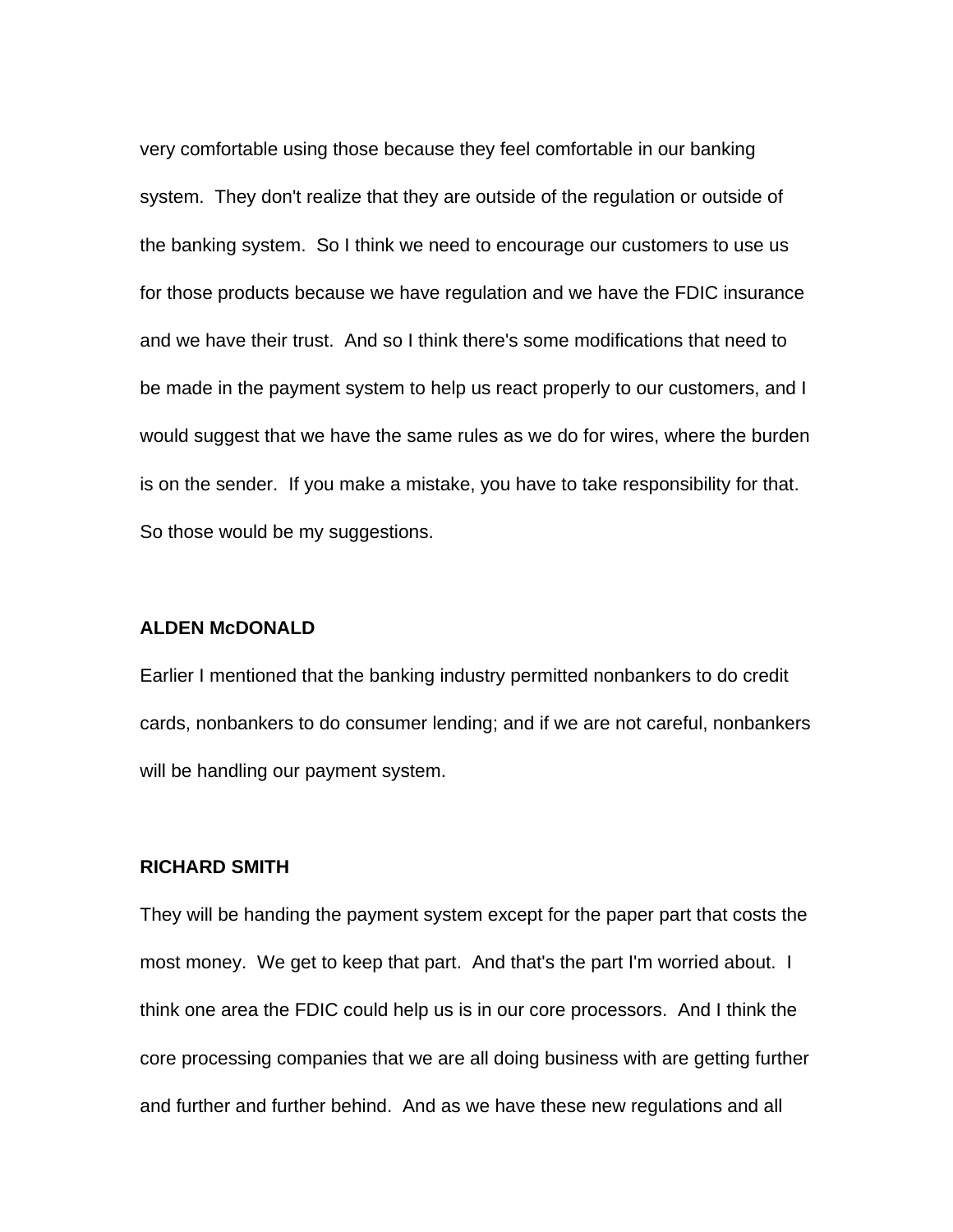very comfortable using those because they feel comfortable in our banking system. They don't realize that they are outside of the regulation or outside of the banking system. So I think we need to encourage our customers to use us for those products because we have regulation and we have the FDIC insurance and we have their trust. And so I think there's some modifications that need to be made in the payment system to help us react properly to our customers, and I would suggest that we have the same rules as we do for wires, where the burden is on the sender. If you make a mistake, you have to take responsibility for that. So those would be my suggestions.

**ALDEN McDONALD**

Earlier I mentioned that the banking industry permitted nonbankers to do credit cards, nonbankers to do consumer lending; and if we are not careful, nonbankers will be handling our payment system.

**RICHARD SMITH**

They will be handing the payment system except for the paper part that costs the most money. We get to keep that part. And that's the part I'm worried about. I think one area the FDIC could help us is in our core processors. And I think the core processing companies that we are all doing business with are getting further and further and further behind. And as we have these new regulations and all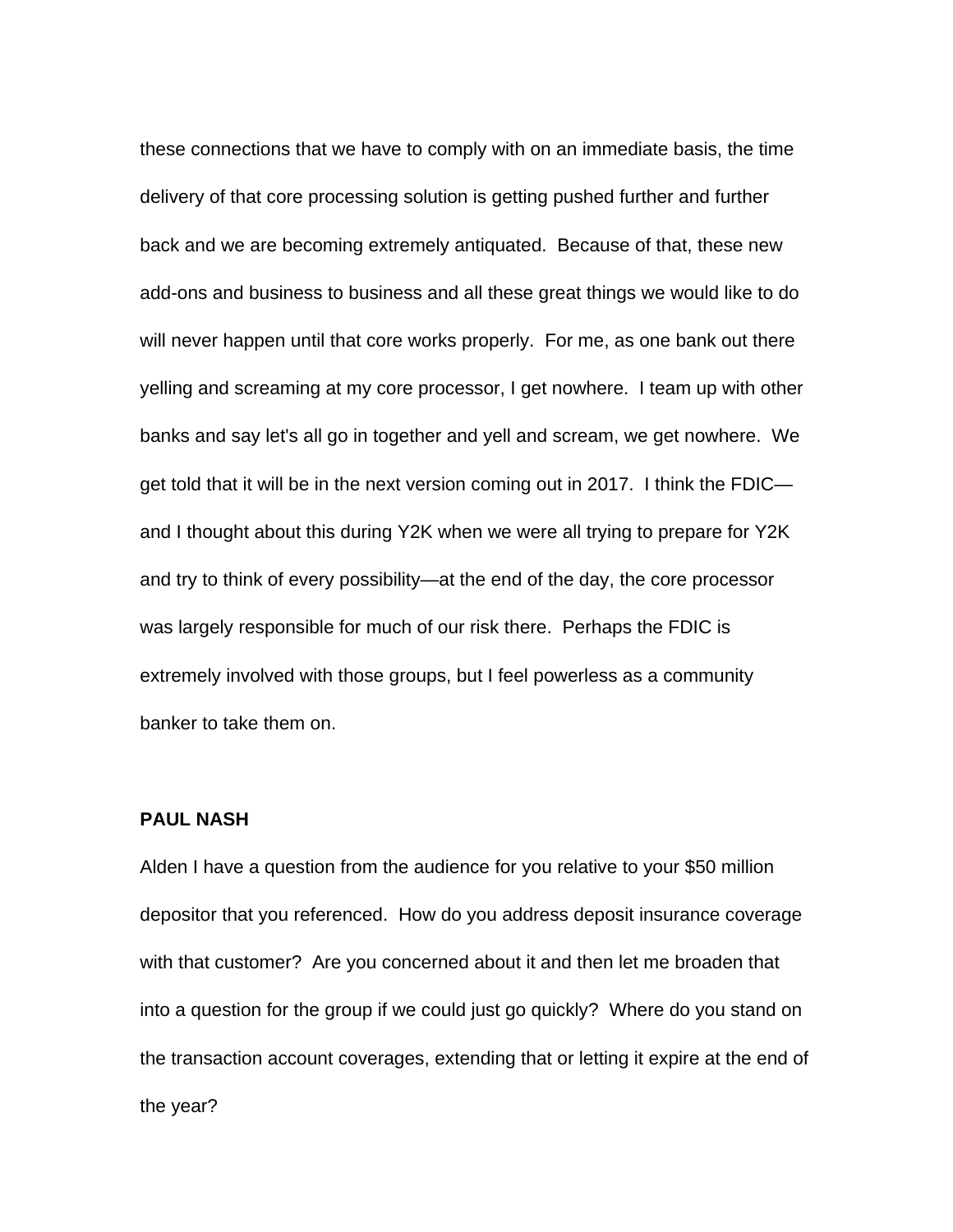these connections that we have to comply with on an immediate basis, the time delivery of that core processing solution is getting pushed further and further back and we are becoming extremely antiquated. Because of that, these new add-ons and business to business and all these great things we would like to do will never happen until that core works properly. For me, as one bank out there yelling and screaming at my core processor, I get nowhere. I team up with other banks and say let's all go in together and yell and scream, we get nowhere. We get told that it will be in the next version coming out in 2017. I think the FDIC—and I thought about this during Y2K when we were all trying to prepare for Y2K and try to think of every possibility—at the end of the day, the core processor was largely responsible for much of our risk there. Perhaps the FDIC is extremely involved with those groups, but I feel powerless as a community banker to take them on.

**PAUL NASH**

Alden I have a question from the audience for you relative to your $50 million depositor that you referenced. How do you address deposit insurance coverage with that customer? Are you concerned about it and then let me broaden that into a question for the group if we could just go quickly? Where do you stand on the transaction account coverages, extending that or letting it expire at the end of the year?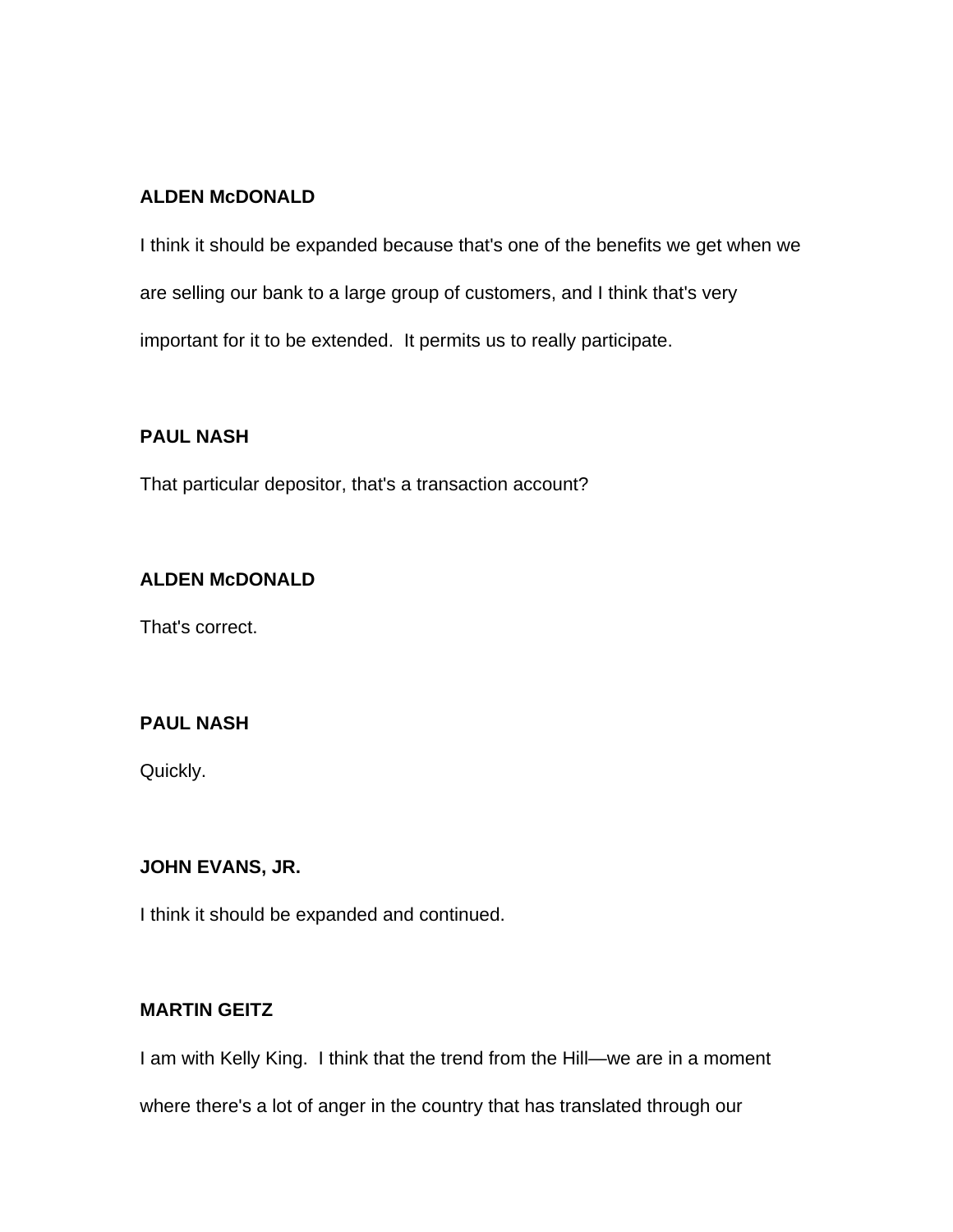**ALDEN McDONALD**

I think it should be expanded because that's one of the benefits we get when we are selling our bank to a large group of customers, and I think that's very important for it to be extended. It permits us to really participate.

**PAUL NASH**

That particular depositor, that's a transaction account?

**ALDEN McDONALD**

That's correct.

**PAUL NASH**

Quickly.

**JOHN EVANS, JR.**

I think it should be expanded and continued.

**MARTIN GEITZ**

I am with Kelly King. I think that the trend from the Hill—we are in a moment where there's a lot of anger in the country that has translated through our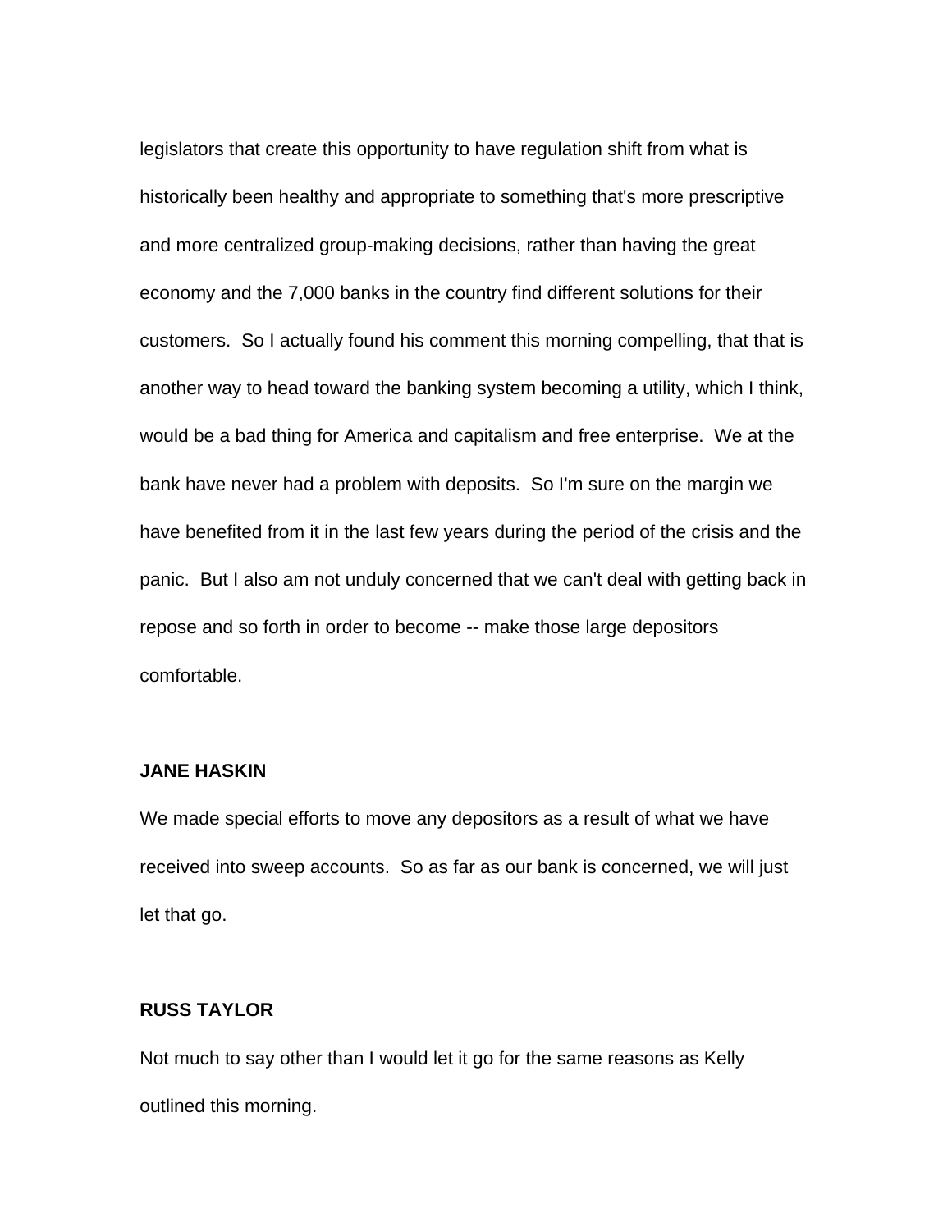legislators that create this opportunity to have regulation shift from what is historically been healthy and appropriate to something that's more prescriptive and more centralized group-making decisions, rather than having the great economy and the 7,000 banks in the country find different solutions for their customers. So I actually found his comment this morning compelling, that that is another way to head toward the banking system becoming a utility, which I think, would be a bad thing for America and capitalism and free enterprise. We at the bank have never had a problem with deposits. So I'm sure on the margin we have benefited from it in the last few years during the period of the crisis and the panic. But I also am not unduly concerned that we can't deal with getting back in repose and so forth in order to become -- make those large depositors comfortable.

**JANE HASKIN**

We made special efforts to move any depositors as a result of what we have received into sweep accounts. So as far as our bank is concerned, we will just let that go.

**RUSS TAYLOR**

Not much to say other than I would let it go for the same reasons as Kelly outlined this morning.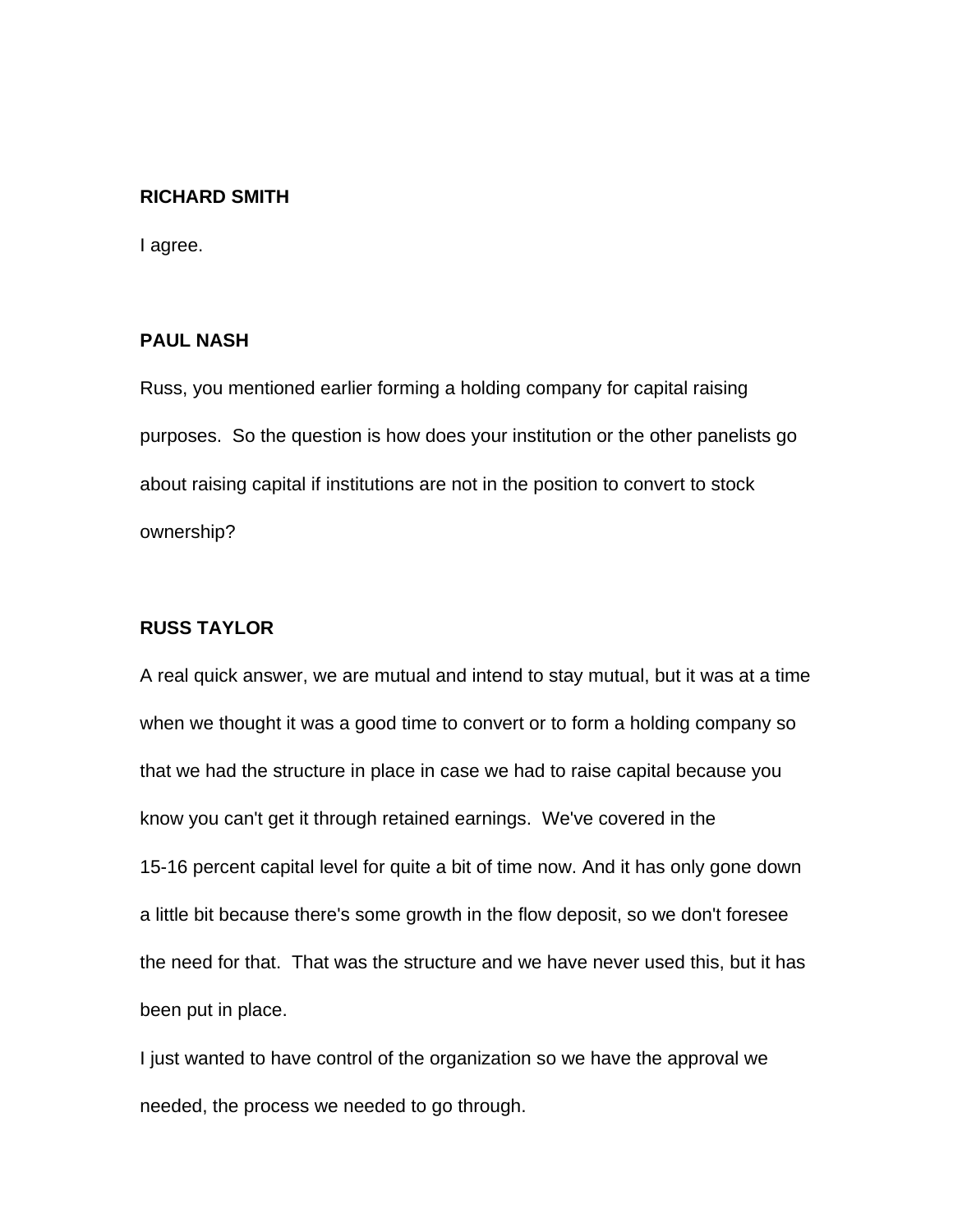**RICHARD SMITH**

I agree.

**PAUL NASH**

Russ, you mentioned earlier forming a holding company for capital raising purposes. So the question is how does your institution or the other panelists go about raising capital if institutions are not in the position to convert to stock ownership?

**RUSS TAYLOR**

A real quick answer, we are mutual and intend to stay mutual, but it was at a time when we thought it was a good time to convert or to form a holding company so that we had the structure in place in case we had to raise capital because you know you can't get it through retained earnings. We've covered in the 15-16 percent capital level for quite a bit of time now. And it has only gone down a little bit because there's some growth in the flow deposit, so we don't foresee the need for that. That was the structure and we have never used this, but it has been put in place.

I just wanted to have control of the organization so we have the approval we needed, the process we needed to go through.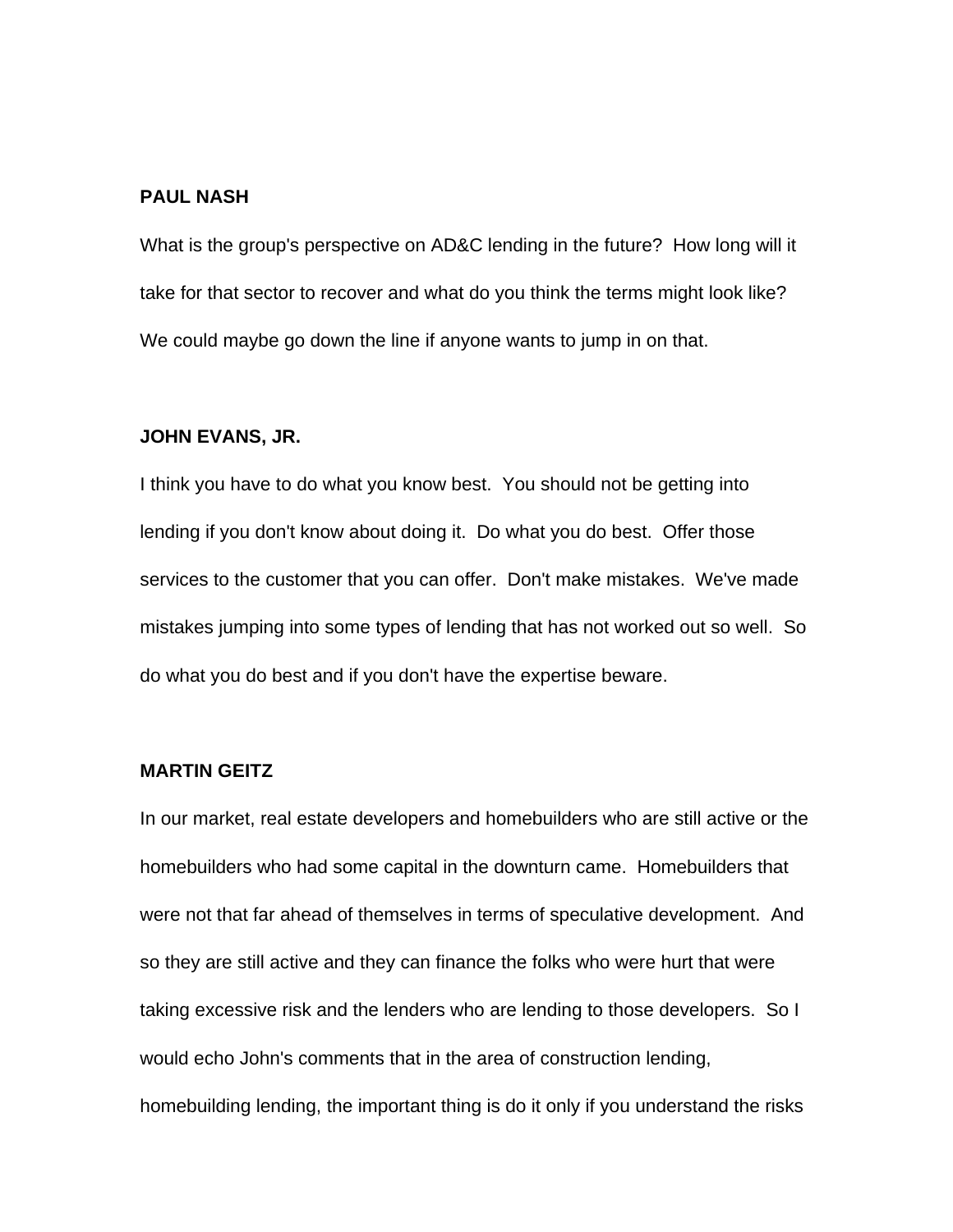**PAUL NASH**

What is the group's perspective on AD&C lending in the future? How long will it take for that sector to recover and what do you think the terms might look like? We could maybe go down the line if anyone wants to jump in on that.

**JOHN EVANS, JR.**

I think you have to do what you know best. You should not be getting into lending if you don't know about doing it. Do what you do best. Offer those services to the customer that you can offer. Don't make mistakes. We've made mistakes jumping into some types of lending that has not worked out so well. So do what you do best and if you don't have the expertise beware.

**MARTIN GEITZ**

In our market, real estate developers and homebuilders who are still active or the homebuilders who had some capital in the downturn came. Homebuilders that were not that far ahead of themselves in terms of speculative development. And so they are still active and they can finance the folks who were hurt that were taking excessive risk and the lenders who are lending to those developers. So I would echo John's comments that in the area of construction lending, homebuilding lending, the important thing is do it only if you understand the risks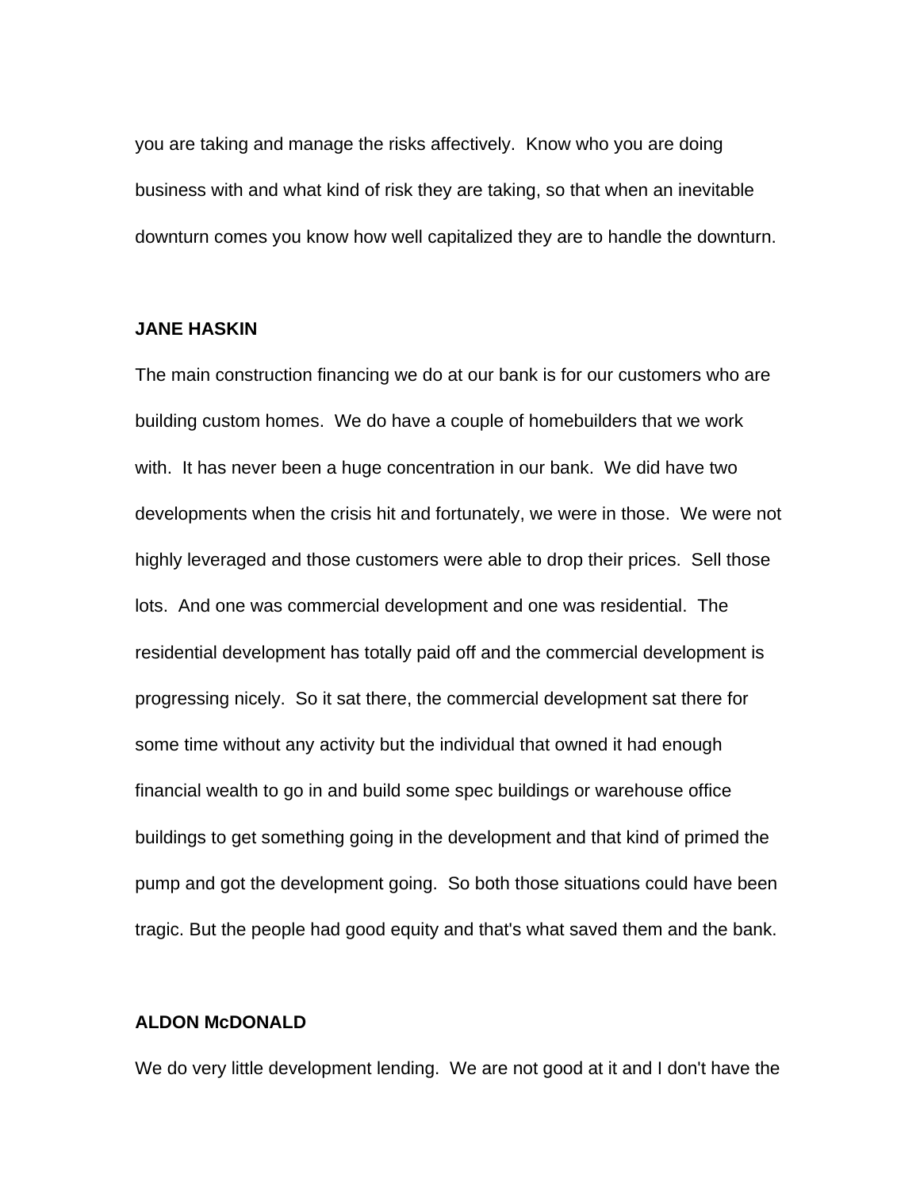you are taking and manage the risks affectively. Know who you are doing business with and what kind of risk they are taking, so that when an inevitable downturn comes you know how well capitalized they are to handle the downturn.

**JANE HASKIN**

The main construction financing we do at our bank is for our customers who are building custom homes. We do have a couple of homebuilders that we work with. It has never been a huge concentration in our bank. We did have two developments when the crisis hit and fortunately, we were in those. We were not highly leveraged and those customers were able to drop their prices. Sell those lots. And one was commercial development and one was residential. The residential development has totally paid off and the commercial development is progressing nicely. So it sat there, the commercial development sat there for some time without any activity but the individual that owned it had enough financial wealth to go in and build some spec buildings or warehouse office buildings to get something going in the development and that kind of primed the pump and got the development going. So both those situations could have been tragic. But the people had good equity and that's what saved them and the bank.

**ALDON McDONALD**

We do very little development lending. We are not good at it and I don't have the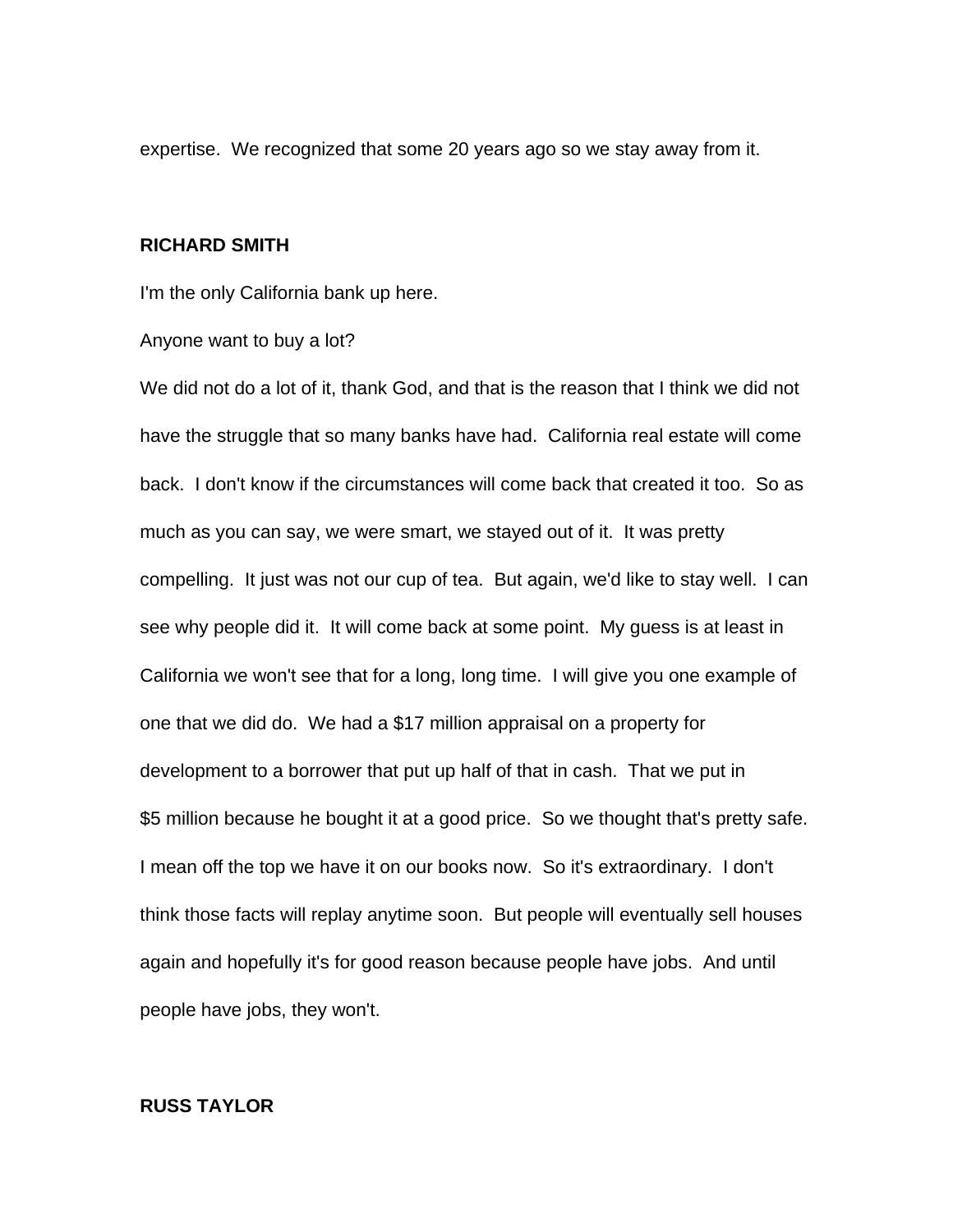expertise. We recognized that some 20 years ago so we stay away from it.

**RICHARD SMITH**

I'm the only California bank up here.

Anyone want to buy a lot?

We did not do a lot of it, thank God, and that is the reason that I think we did not have the struggle that so many banks have had. California real estate will come back. I don't know if the circumstances will come back that created it too. So as much as you can say, we were smart, we stayed out of it. It was pretty compelling. It just was not our cup of tea. But again, we'd like to stay well. I can see why people did it. It will come back at some point. My guess is at least in California we won't see that for a long, long time. I will give you one example of one that we did do. We had a $17 million appraisal on a property for development to a borrower that put up half of that in cash. That we put in $5 million because he bought it at a good price. So we thought that's pretty safe. I mean off the top we have it on our books now. So it's extraordinary. I don't think those facts will replay anytime soon. But people will eventually sell houses again and hopefully it's for good reason because people have jobs. And until people have jobs, they won't.

**RUSS TAYLOR**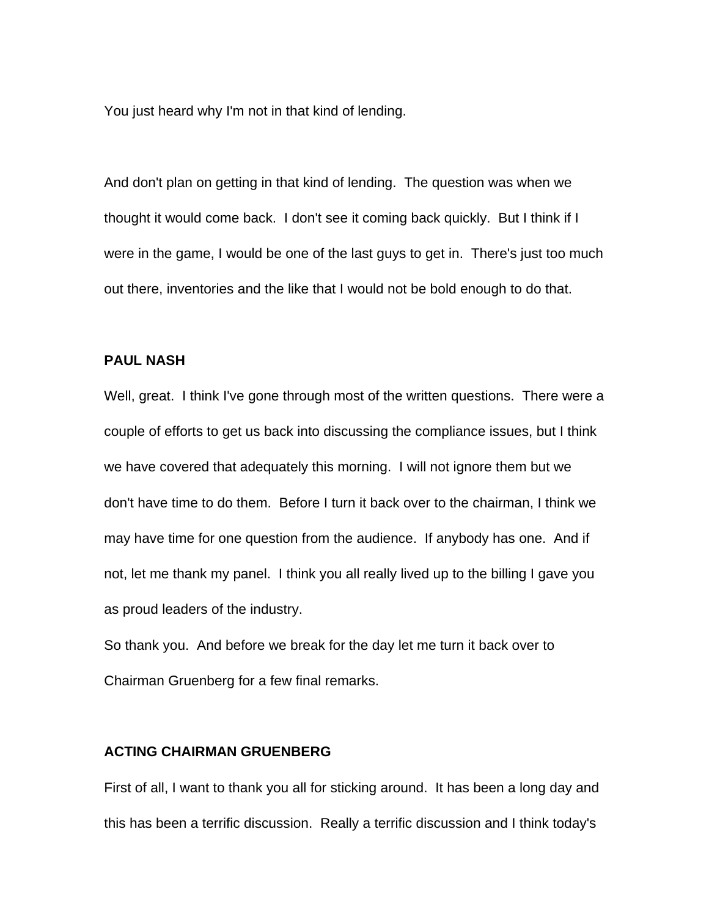You just heard why I'm not in that kind of lending.

And don't plan on getting in that kind of lending. The question was when we thought it would come back. I don't see it coming back quickly. But I think if I were in the game, I would be one of the last guys to get in. There's just too much out there, inventories and the like that I would not be bold enough to do that.

**PAUL NASH**

Well, great. I think I've gone through most of the written questions. There were a couple of efforts to get us back into discussing the compliance issues, but I think we have covered that adequately this morning. I will not ignore them but we don't have time to do them. Before I turn it back over to the chairman, I think we may have time for one question from the audience. If anybody has one. And if not, let me thank my panel. I think you all really lived up to the billing I gave you as proud leaders of the industry.

So thank you. And before we break for the day let me turn it back over to Chairman Gruenberg for a few final remarks.

**ACTING CHAIRMAN GRUENBERG**

First of all, I want to thank you all for sticking around. It has been a long day and this has been a terrific discussion. Really a terrific discussion and I think today's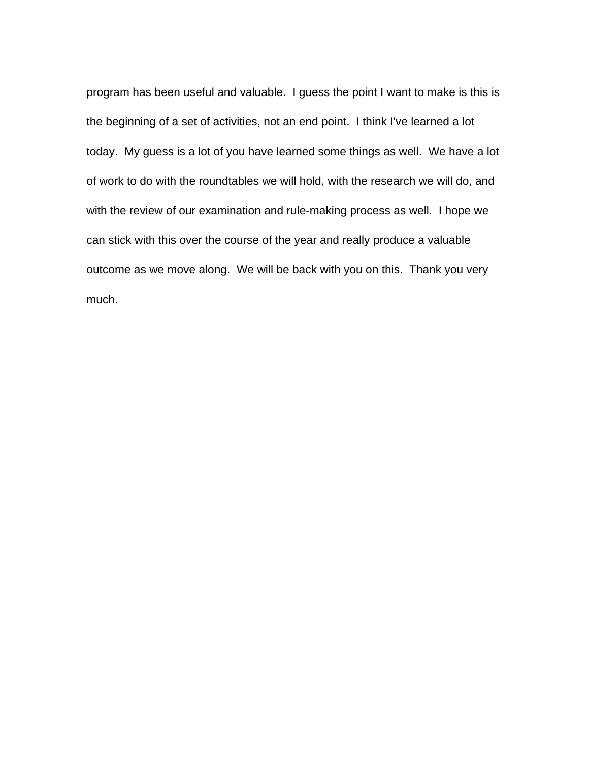program has been useful and valuable. I guess the point I want to make is this is the beginning of a set of activities, not an end point. I think I've learned a lot today. My guess is a lot of you have learned some things as well. We have a lot of work to do with the roundtables we will hold, with the research we will do, and with the review of our examination and rule-making process as well. I hope we can stick with this over the course of the year and really produce a valuable outcome as we move along. We will be back with you on this. Thank you very much.